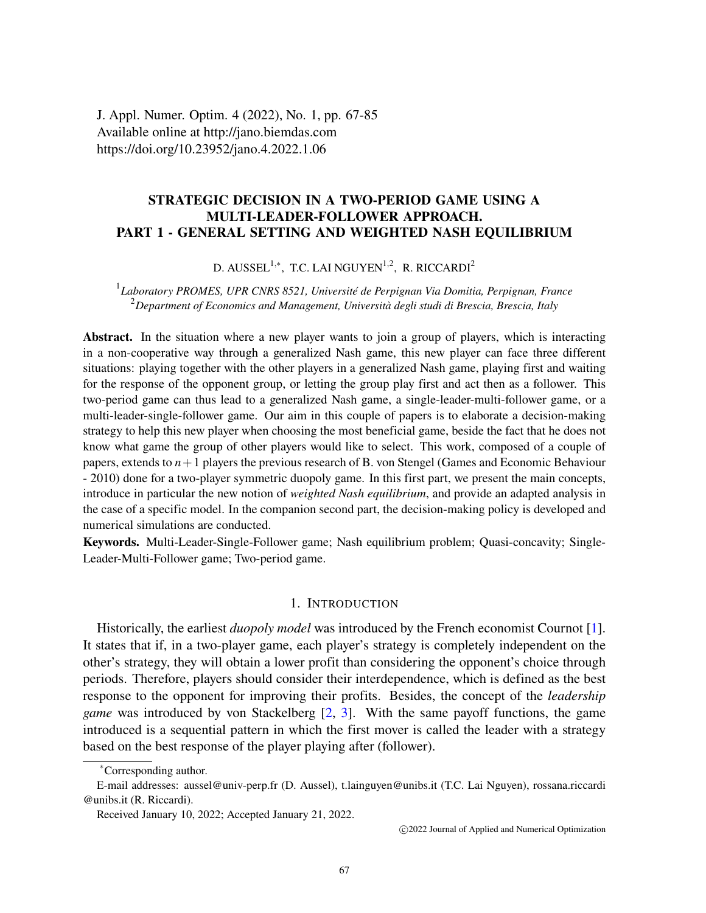J. Appl. Numer. Optim. 4 (2022), No. 1, pp. 67-85
Available online at http://jano.biemdas.com
https://doi.org/10.23952/jano.4.2022.1.06

# STRATEGIC DECISION IN A TWO-PERIOD GAME USING A MULTI-LEADER-FOLLOWER APPROACH. PART 1 - GENERAL SETTING AND WEIGHTED NASH EQUILIBRIUM

D. AUSSEL[1,*], T.C. LAI NGUYEN[1,2], R. RICCARDI[2]

[1] *Laboratory PROMES, UPR CNRS 8521, Université de Perpignan Via Domitia, Perpignan, France*
[2] *Department of Economics and Management, Università degli studi di Brescia, Brescia, Italy*

**Abstract.** In the situation where a new player wants to join a group of players, which is interacting in a non-cooperative way through a generalized Nash game, this new player can face three different situations: playing together with the other players in a generalized Nash game, playing first and waiting for the response of the opponent group, or letting the group play first and act then as a follower. This two-period game can thus lead to a generalized Nash game, a single-leader-multi-follower game, or a multi-leader-single-follower game. Our aim in this couple of papers is to elaborate a decision-making strategy to help this new player when choosing the most beneficial game, beside the fact that he does not know what game the group of other players would like to select. This work, composed of a couple of papers, extends to $n+1$ players the previous research of B. von Stengel (Games and Economic Behaviour - 2010) done for a two-player symmetric duopoly game. In this first part, we present the main concepts, introduce in particular the new notion of *weighted Nash equilibrium*, and provide an adapted analysis in the case of a specific model. In the companion second part, the decision-making policy is developed and numerical simulations are conducted.

**Keywords.** Multi-Leader-Single-Follower game; Nash equilibrium problem; Quasi-concavity; Single-Leader-Multi-Follower game; Two-period game.

## 1. Introduction

Historically, the earliest *duopoly model* was introduced by the French economist Cournot [1]. It states that if, in a two-player game, each player's strategy is completely independent on the other's strategy, they will obtain a lower profit than considering the opponent's choice through periods. Therefore, players should consider their interdependence, which is defined as the best response to the opponent for improving their profits. Besides, the concept of the *leadership game* was introduced by von Stackelberg [2, 3]. With the same payoff functions, the game introduced is a sequential pattern in which the first mover is called the leader with a strategy based on the best response of the player playing after (follower).

*Corresponding author.

E-mail addresses: aussel@univ-perp.fr (D. Aussel), t.lainguyen@unibs.it (T.C. Lai Nguyen), rossana.riccardi@unibs.it (R. Riccardi).

Received January 10, 2022; Accepted January 21, 2022.

©2022 Journal of Applied and Numerical Optimization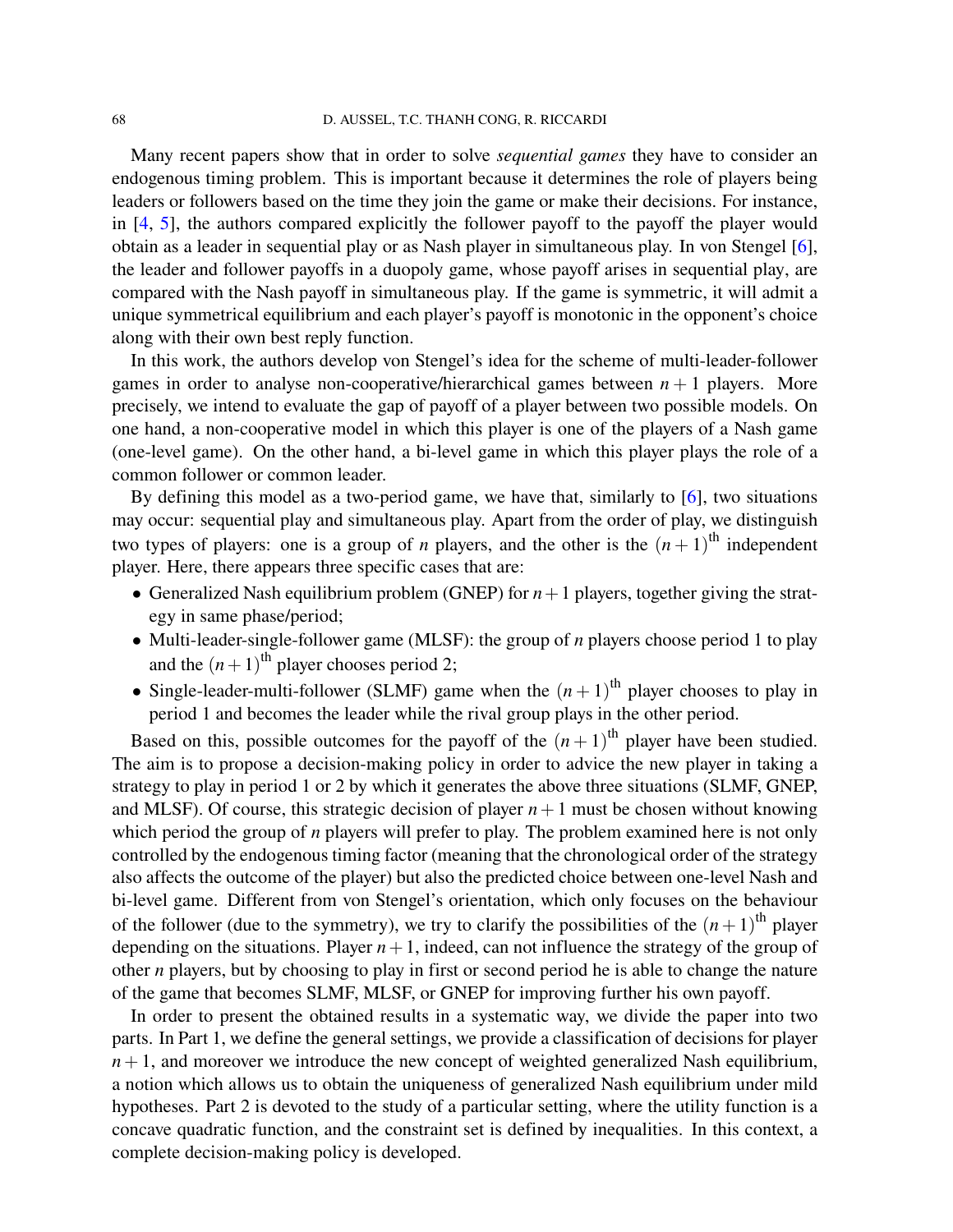Many recent papers show that in order to solve *sequential games* they have to consider an endogenous timing problem. This is important because it determines the role of players being leaders or followers based on the time they join the game or make their decisions. For instance, in [4, 5], the authors compared explicitly the follower payoff to the payoff the player would obtain as a leader in sequential play or as Nash player in simultaneous play. In von Stengel [6], the leader and follower payoffs in a duopoly game, whose payoff arises in sequential play, are compared with the Nash payoff in simultaneous play. If the game is symmetric, it will admit a unique symmetrical equilibrium and each player's payoff is monotonic in the opponent's choice along with their own best reply function.

In this work, the authors develop von Stengel's idea for the scheme of multi-leader-follower games in order to analyse non-cooperative/hierarchical games between $n+1$ players. More precisely, we intend to evaluate the gap of payoff of a player between two possible models. On one hand, a non-cooperative model in which this player is one of the players of a Nash game (one-level game). On the other hand, a bi-level game in which this player plays the role of a common follower or common leader.

By defining this model as a two-period game, we have that, similarly to [6], two situations may occur: sequential play and simultaneous play. Apart from the order of play, we distinguish two types of players: one is a group of $n$ players, and the other is the $(n+1)^{\text{th}}$ independent player. Here, there appears three specific cases that are:

- Generalized Nash equilibrium problem (GNEP) for $n+1$ players, together giving the strategy in same phase/period;
- Multi-leader-single-follower game (MLSF): the group of $n$ players choose period 1 to play and the $(n+1)^{\text{th}}$ player chooses period 2;
- Single-leader-multi-follower (SLMF) game when the $(n+1)^{\text{th}}$ player chooses to play in period 1 and becomes the leader while the rival group plays in the other period.

Based on this, possible outcomes for the payoff of the $(n+1)^{\text{th}}$ player have been studied. The aim is to propose a decision-making policy in order to advice the new player in taking a strategy to play in period 1 or 2 by which it generates the above three situations (SLMF, GNEP, and MLSF). Of course, this strategic decision of player $n+1$ must be chosen without knowing which period the group of $n$ players will prefer to play. The problem examined here is not only controlled by the endogenous timing factor (meaning that the chronological order of the strategy also affects the outcome of the player) but also the predicted choice between one-level Nash and bi-level game. Different from von Stengel's orientation, which only focuses on the behaviour of the follower (due to the symmetry), we try to clarify the possibilities of the $(n+1)^{\text{th}}$ player depending on the situations. Player $n+1$, indeed, can not influence the strategy of the group of other $n$ players, but by choosing to play in first or second period he is able to change the nature of the game that becomes SLMF, MLSF, or GNEP for improving further his own payoff.

In order to present the obtained results in a systematic way, we divide the paper into two parts. In Part 1, we define the general settings, we provide a classification of decisions for player $n+1$, and moreover we introduce the new concept of weighted generalized Nash equilibrium, a notion which allows us to obtain the uniqueness of generalized Nash equilibrium under mild hypotheses. Part 2 is devoted to the study of a particular setting, where the utility function is a concave quadratic function, and the constraint set is defined by inequalities. In this context, a complete decision-making policy is developed.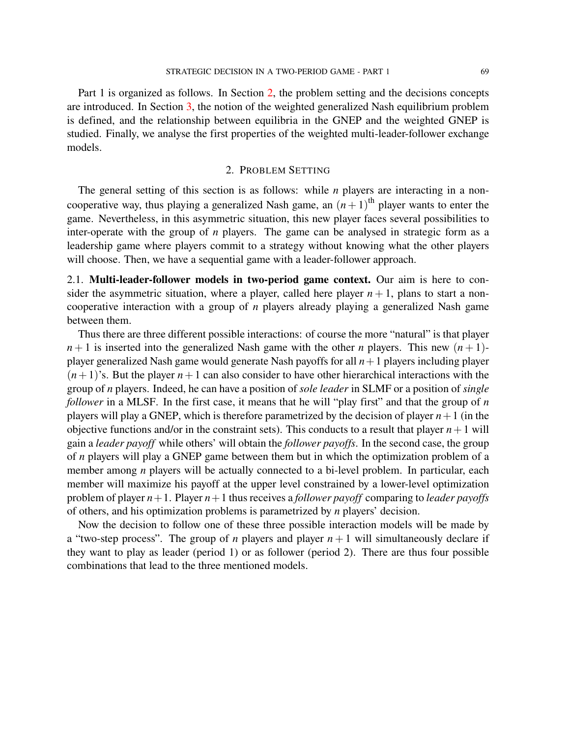Part 1 is organized as follows. In Section 2, the problem setting and the decisions concepts are introduced. In Section 3, the notion of the weighted generalized Nash equilibrium problem is defined, and the relationship between equilibria in the GNEP and the weighted GNEP is studied. Finally, we analyse the first properties of the weighted multi-leader-follower exchange models.

## 2. Problem Setting

The general setting of this section is as follows: while $n$ players are interacting in a non-cooperative way, thus playing a generalized Nash game, an $(n+1)^{\text{th}}$ player wants to enter the game. Nevertheless, in this asymmetric situation, this new player faces several possibilities to inter-operate with the group of $n$ players. The game can be analysed in strategic form as a leadership game where players commit to a strategy without knowing what the other players will choose. Then, we have a sequential game with a leader-follower approach.

2.1. **Multi-leader-follower models in two-period game context.** Our aim is here to consider the asymmetric situation, where a player, called here player $n+1$, plans to start a non-cooperative interaction with a group of $n$ players already playing a generalized Nash game between them.

Thus there are three different possible interactions: of course the more "natural" is that player $n+1$ is inserted into the generalized Nash game with the other $n$ players. This new $(n+1)$-player generalized Nash game would generate Nash payoffs for all $n+1$ players including player $(n+1)$'s. But the player $n+1$ can also consider to have other hierarchical interactions with the group of $n$ players. Indeed, he can have a position of *sole leader* in SLMF or a position of *single follower* in a MLSF. In the first case, it means that he will "play first" and that the group of $n$ players will play a GNEP, which is therefore parametrized by the decision of player $n+1$ (in the objective functions and/or in the constraint sets). This conducts to a result that player $n+1$ will gain a *leader payoff* while others' will obtain the *follower payoffs*. In the second case, the group of $n$ players will play a GNEP game between them but in which the optimization problem of a member among $n$ players will be actually connected to a bi-level problem. In particular, each member will maximize his payoff at the upper level constrained by a lower-level optimization problem of player $n+1$. Player $n+1$ thus receives a *follower payoff* comparing to *leader payoffs* of others, and his optimization problems is parametrized by $n$ players' decision.

Now the decision to follow one of these three possible interaction models will be made by a "two-step process". The group of $n$ players and player $n+1$ will simultaneously declare if they want to play as leader (period 1) or as follower (period 2). There are thus four possible combinations that lead to the three mentioned models.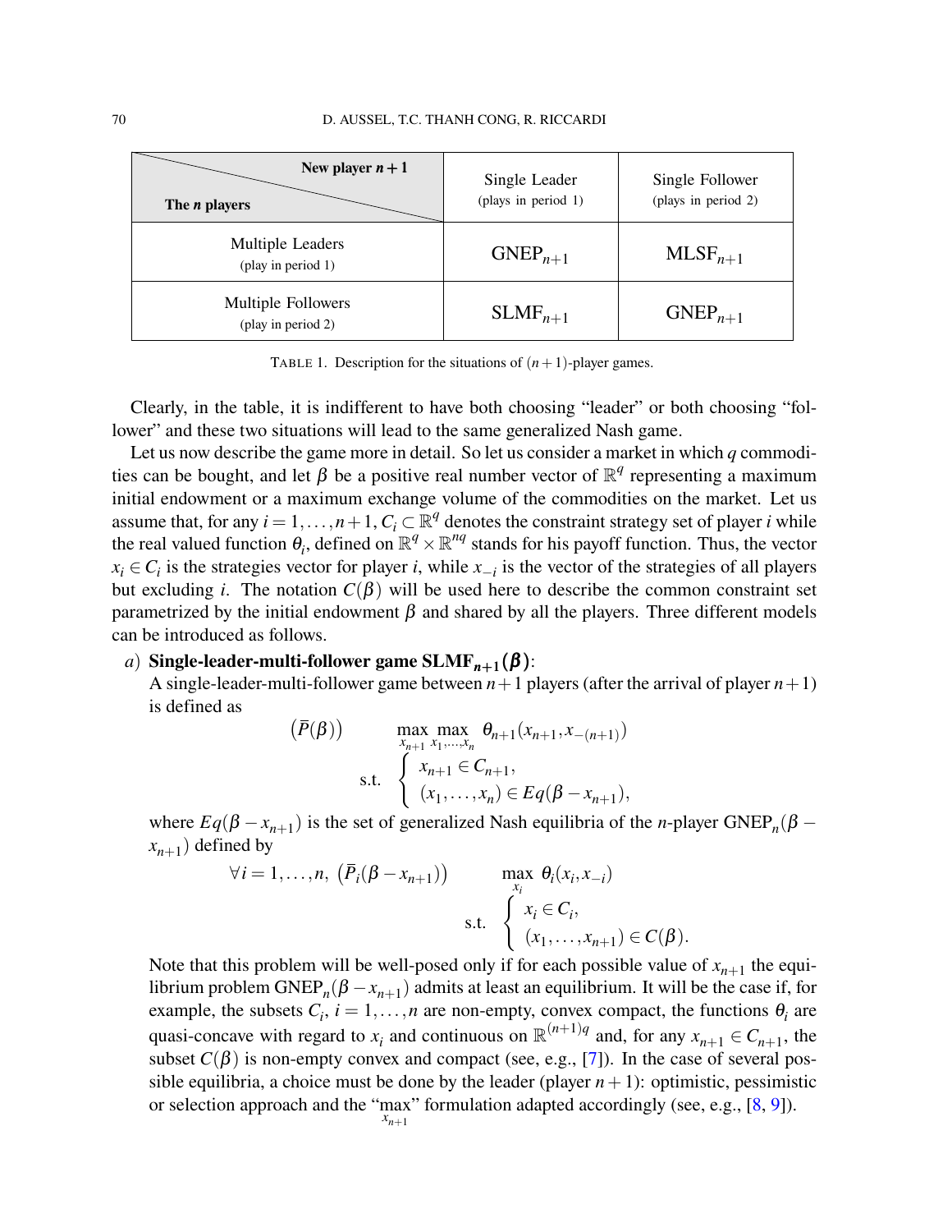| New player $n+1$ / The $n$ players | Single Leader (plays in period 1) | Single Follower (plays in period 2) |
|---|---|---|
| Multiple Leaders (play in period 1) | $\text{GNEP}_{n+1}$ | $\text{MLSF}_{n+1}$ |
| Multiple Followers (play in period 2) | $\text{SLMF}_{n+1}$ | $\text{GNEP}_{n+1}$ |

TABLE 1. Description for the situations of $(n+1)$-player games.

Clearly, in the table, it is indifferent to have both choosing "leader" or both choosing "follower" and these two situations will lead to the same generalized Nash game.

Let us now describe the game more in detail. So let us consider a market in which $q$ commodities can be bought, and let $\beta$ be a positive real number vector of $\mathbb{R}^q$ representing a maximum initial endowment or a maximum exchange volume of the commodities on the market. Let us assume that, for any $i = 1,\ldots,n+1$, $C_i \subset \mathbb{R}^q$ denotes the constraint strategy set of player $i$ while the real valued function $\theta_i$, defined on $\mathbb{R}^q \times \mathbb{R}^{nq}$ stands for his payoff function. Thus, the vector $x_i \in C_i$ is the strategies vector for player $i$, while $x_{-i}$ is the vector of the strategies of all players but excluding $i$. The notation $C(\beta)$ will be used here to describe the common constraint set parametrized by the initial endowment $\beta$ and shared by all the players. Three different models can be introduced as follows.

*a*) **Single-leader-multi-follower game $\mathbf{SLMF}_{n+1}(\boldsymbol{\beta})$**:

A single-leader-multi-follower game between $n+1$ players (after the arrival of player $n+1$) is defined as

$$
\left(\bar{P}(\beta)\right) \qquad \max_{x_{n+1}} \max_{x_1,\ldots,x_n} \; \theta_{n+1}(x_{n+1}, x_{-(n+1)})
$$
$$
\text{s.t.} \quad \begin{cases} x_{n+1} \in C_{n+1}, \\ (x_1,\ldots,x_n) \in Eq(\beta - x_{n+1}), \end{cases}
$$

where $Eq(\beta - x_{n+1})$ is the set of generalized Nash equilibria of the $n$-player $\text{GNEP}_n(\beta - x_{n+1})$ defined by

$$
\forall i = 1,\ldots,n, \; \left(\bar{P}_i(\beta - x_{n+1})\right) \qquad \max_{x_i} \; \theta_i(x_i, x_{-i})
$$
$$
\text{s.t.} \quad \begin{cases} x_i \in C_i, \\ (x_1,\ldots,x_{n+1}) \in C(\beta). \end{cases}
$$

Note that this problem will be well-posed only if for each possible value of $x_{n+1}$ the equilibrium problem $\text{GNEP}_n(\beta - x_{n+1})$ admits at least an equilibrium. It will be the case if, for example, the subsets $C_i$, $i = 1,\ldots,n$ are non-empty, convex compact, the functions $\theta_i$ are quasi-concave with regard to $x_i$ and continuous on $\mathbb{R}^{(n+1)q}$ and, for any $x_{n+1} \in C_{n+1}$, the subset $C(\beta)$ is non-empty convex and compact (see, e.g., [7]). In the case of several possible equilibria, a choice must be done by the leader (player $n+1$): optimistic, pessimistic or selection approach and the "$\max\limits_{x_{n+1}}$" formulation adapted accordingly (see, e.g., [8, 9]).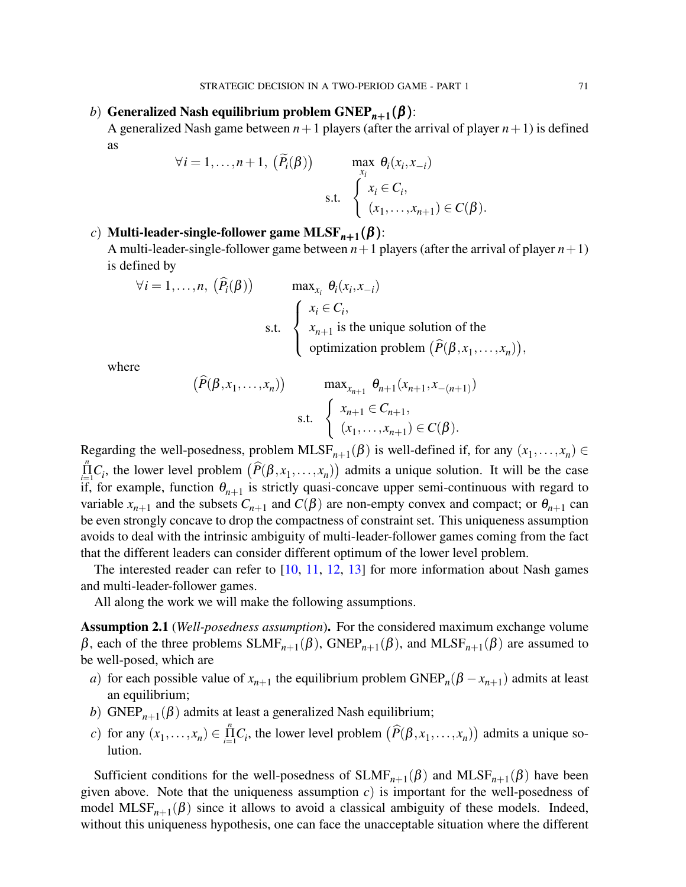*b*) **Generalized Nash equilibrium problem $\mathbf{GNEP}_{n+1}(\beta)$**:
A generalized Nash game between $n+1$ players (after the arrival of player $n+1$) is defined as

$$\forall i = 1,\dots,n+1,\ \left(\widetilde{P}_i(\beta)\right) \qquad \max_{x_i}\ \theta_i(x_i,x_{-i}) \\ \text{s.t. } \begin{cases} x_i \in C_i, \\ (x_1,\dots,x_{n+1}) \in C(\beta). \end{cases}$$

*c*) **Multi-leader-single-follower game $\mathbf{MLSF}_{n+1}(\beta)$**:
A multi-leader-single-follower game between $n+1$ players (after the arrival of player $n+1$) is defined by

$$\forall i = 1,\dots,n,\ \left(\widehat{P}_i(\beta)\right) \qquad \max_{x_i}\ \theta_i(x_i,x_{-i}) \\ \text{s.t. } \begin{cases} x_i \in C_i, \\ x_{n+1} \text{ is the unique solution of the} \\ \text{optimization problem } \left(\widehat{P}(\beta,x_1,\dots,x_n)\right), \end{cases}$$

where

$$\left(\widehat{P}(\beta,x_1,\dots,x_n)\right) \qquad \max_{x_{n+1}}\ \theta_{n+1}(x_{n+1},x_{-(n+1)}) \\ \text{s.t. } \begin{cases} x_{n+1} \in C_{n+1}, \\ (x_1,\dots,x_{n+1}) \in C(\beta). \end{cases}$$

Regarding the well-posedness, problem $\mathrm{MLSF}_{n+1}(\beta)$ is well-defined if, for any $(x_1,\dots,x_n) \in \prod_{i=1}^{n} C_i$, the lower level problem $\left(\widehat{P}(\beta,x_1,\dots,x_n)\right)$ admits a unique solution. It will be the case if, for example, function $\theta_{n+1}$ is strictly quasi-concave upper semi-continuous with regard to variable $x_{n+1}$ and the subsets $C_{n+1}$ and $C(\beta)$ are non-empty convex and compact; or $\theta_{n+1}$ can be even strongly concave to drop the compactness of constraint set. This uniqueness assumption avoids to deal with the intrinsic ambiguity of multi-leader-follower games coming from the fact that the different leaders can consider different optimum of the lower level problem.

The interested reader can refer to [10, 11, 12, 13] for more information about Nash games and multi-leader-follower games.

All along the work we will make the following assumptions.

**Assumption 2.1** (*Well-posedness assumption*)**.** For the considered maximum exchange volume $\beta$, each of the three problems $\mathrm{SLMF}_{n+1}(\beta)$, $\mathrm{GNEP}_{n+1}(\beta)$, and $\mathrm{MLSF}_{n+1}(\beta)$ are assumed to be well-posed, which are

*a*) for each possible value of $x_{n+1}$ the equilibrium problem $\mathrm{GNEP}_n(\beta - x_{n+1})$ admits at least an equilibrium;

*b*) $\mathrm{GNEP}_{n+1}(\beta)$ admits at least a generalized Nash equilibrium;

*c*) for any $(x_1,\dots,x_n) \in \prod_{i=1}^{n} C_i$, the lower level problem $\left(\widehat{P}(\beta,x_1,\dots,x_n)\right)$ admits a unique solution.

Sufficient conditions for the well-posedness of $\mathrm{SLMF}_{n+1}(\beta)$ and $\mathrm{MLSF}_{n+1}(\beta)$ have been given above. Note that the uniqueness assumption *c*) is important for the well-posedness of model $\mathrm{MLSF}_{n+1}(\beta)$ since it allows to avoid a classical ambiguity of these models. Indeed, without this uniqueness hypothesis, one can face the unacceptable situation where the different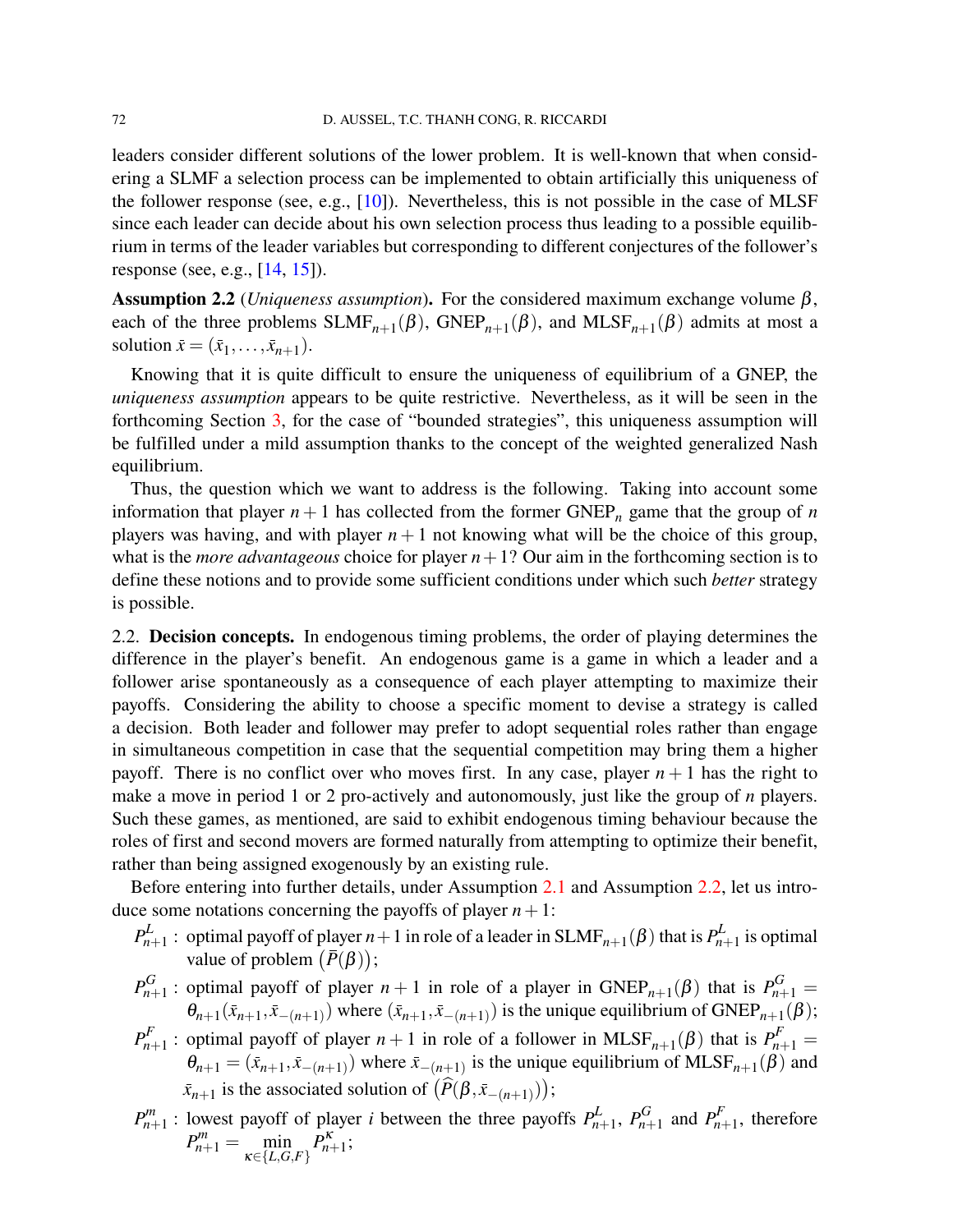leaders consider different solutions of the lower problem. It is well-known that when considering a SLMF a selection process can be implemented to obtain artificially this uniqueness of the follower response (see, e.g., [10]). Nevertheless, this is not possible in the case of MLSF since each leader can decide about his own selection process thus leading to a possible equilibrium in terms of the leader variables but corresponding to different conjectures of the follower's response (see, e.g., [14, 15]).

**Assumption 2.2** (*Uniqueness assumption*)**.** For the considered maximum exchange volume $\beta$, each of the three problems $\text{SLMF}_{n+1}(\beta)$, $\text{GNEP}_{n+1}(\beta)$, and $\text{MLSF}_{n+1}(\beta)$ admits at most a solution $\bar{x} = (\bar{x}_1, \ldots, \bar{x}_{n+1})$.

Knowing that it is quite difficult to ensure the uniqueness of equilibrium of a GNEP, the *uniqueness assumption* appears to be quite restrictive. Nevertheless, as it will be seen in the forthcoming Section 3, for the case of "bounded strategies", this uniqueness assumption will be fulfilled under a mild assumption thanks to the concept of the weighted generalized Nash equilibrium.

Thus, the question which we want to address is the following. Taking into account some information that player $n+1$ has collected from the former $\text{GNEP}_n$ game that the group of $n$ players was having, and with player $n+1$ not knowing what will be the choice of this group, what is the *more advantageous* choice for player $n+1$? Our aim in the forthcoming section is to define these notions and to provide some sufficient conditions under which such *better* strategy is possible.

2.2. **Decision concepts.** In endogenous timing problems, the order of playing determines the difference in the player's benefit. An endogenous game is a game in which a leader and a follower arise spontaneously as a consequence of each player attempting to maximize their payoffs. Considering the ability to choose a specific moment to devise a strategy is called a decision. Both leader and follower may prefer to adopt sequential roles rather than engage in simultaneous competition in case that the sequential competition may bring them a higher payoff. There is no conflict over who moves first. In any case, player $n+1$ has the right to make a move in period 1 or 2 pro-actively and autonomously, just like the group of $n$ players. Such these games, as mentioned, are said to exhibit endogenous timing behaviour because the roles of first and second movers are formed naturally from attempting to optimize their benefit, rather than being assigned exogenously by an existing rule.

Before entering into further details, under Assumption 2.1 and Assumption 2.2, let us introduce some notations concerning the payoffs of player $n+1$:

- $P^L_{n+1}$ : optimal payoff of player $n+1$ in role of a leader in $\text{SLMF}_{n+1}(\beta)$ that is $P^L_{n+1}$ is optimal value of problem $\big(\bar{P}(\beta)\big)$;
- $P^G_{n+1}$ : optimal payoff of player $n+1$ in role of a player in $\text{GNEP}_{n+1}(\beta)$ that is $P^G_{n+1} = \theta_{n+1}(\bar{x}_{n+1}, \bar{x}_{-(n+1)})$ where $(\bar{x}_{n+1}, \bar{x}_{-(n+1)})$ is the unique equilibrium of $\text{GNEP}_{n+1}(\beta)$;
- $P^F_{n+1}$ : optimal payoff of player $n+1$ in role of a follower in $\text{MLSF}_{n+1}(\beta)$ that is $P^F_{n+1} = \theta_{n+1} = (\bar{x}_{n+1}, \bar{x}_{-(n+1)})$ where $\bar{x}_{-(n+1)}$ is the unique equilibrium of $\text{MLSF}_{n+1}(\beta)$ and $\bar{x}_{n+1}$ is the associated solution of $\big(\widehat{P}(\beta, \bar{x}_{-(n+1)})\big)$;
- $P^m_{n+1}$ : lowest payoff of player $i$ between the three payoffs $P^L_{n+1}$, $P^G_{n+1}$ and $P^F_{n+1}$, therefore $P^m_{n+1} = \min\limits_{\kappa \in \{L,G,F\}} P^\kappa_{n+1}$;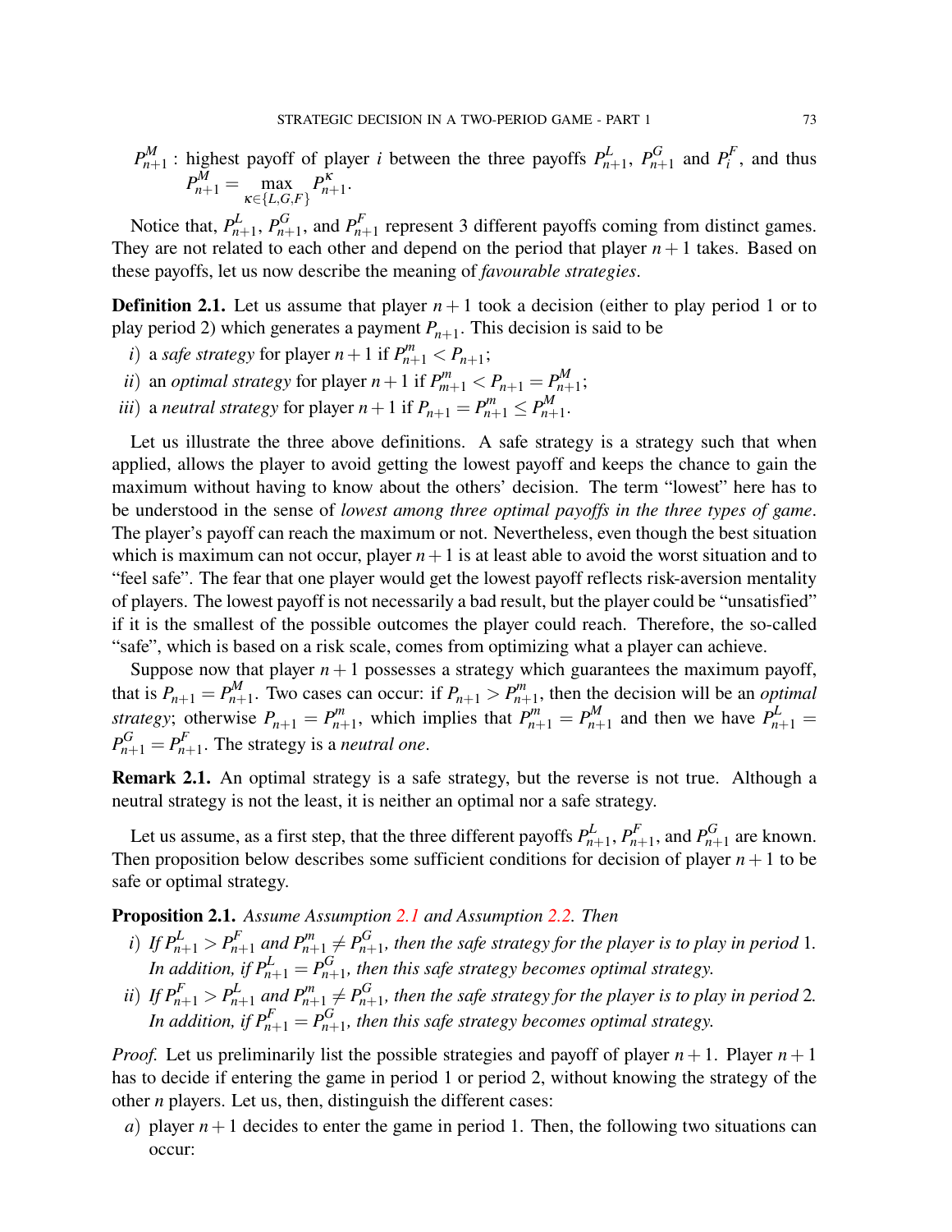$P^M_{n+1}$ : highest payoff of player $i$ between the three payoffs $P^L_{n+1}$, $P^G_{n+1}$ and $P^F_i$, and thus $P^M_{n+1} = \max_{\kappa \in \{L,G,F\}} P^\kappa_{n+1}$.

Notice that, $P^L_{n+1}$, $P^G_{n+1}$, and $P^F_{n+1}$ represent 3 different payoffs coming from distinct games. They are not related to each other and depend on the period that player $n+1$ takes. Based on these payoffs, let us now describe the meaning of *favourable strategies*.

**Definition 2.1.** Let us assume that player $n+1$ took a decision (either to play period 1 or to play period 2) which generates a payment $P_{n+1}$. This decision is said to be

*i*) a *safe strategy* for player $n+1$ if $P^m_{n+1} < P_{n+1}$;

*ii*) an *optimal strategy* for player $n+1$ if $P^m_{m+1} < P_{n+1} = P^M_{n+1}$;

*iii*) a *neutral strategy* for player $n+1$ if $P_{n+1} = P^m_{n+1} \leq P^M_{n+1}$.

Let us illustrate the three above definitions. A safe strategy is a strategy such that when applied, allows the player to avoid getting the lowest payoff and keeps the chance to gain the maximum without having to know about the others' decision. The term "lowest" here has to be understood in the sense of *lowest among three optimal payoffs in the three types of game*. The player's payoff can reach the maximum or not. Nevertheless, even though the best situation which is maximum can not occur, player $n+1$ is at least able to avoid the worst situation and to "feel safe". The fear that one player would get the lowest payoff reflects risk-aversion mentality of players. The lowest payoff is not necessarily a bad result, but the player could be "unsatisfied" if it is the smallest of the possible outcomes the player could reach. Therefore, the so-called "safe", which is based on a risk scale, comes from optimizing what a player can achieve.

Suppose now that player $n+1$ possesses a strategy which guarantees the maximum payoff, that is $P_{n+1} = P^M_{n+1}$. Two cases can occur: if $P_{n+1} > P^m_{n+1}$, then the decision will be an *optimal strategy*; otherwise $P_{n+1} = P^m_{n+1}$, which implies that $P^m_{n+1} = P^M_{n+1}$ and then we have $P^L_{n+1} = P^G_{n+1} = P^F_{n+1}$. The strategy is a *neutral one*.

**Remark 2.1.** An optimal strategy is a safe strategy, but the reverse is not true. Although a neutral strategy is not the least, it is neither an optimal nor a safe strategy.

Let us assume, as a first step, that the three different payoffs $P^L_{n+1}$, $P^F_{n+1}$, and $P^G_{n+1}$ are known. Then proposition below describes some sufficient conditions for decision of player $n+1$ to be safe or optimal strategy.

**Proposition 2.1.** *Assume Assumption 2.1 and Assumption 2.2. Then*

*i*) *If $P^L_{n+1} > P^F_{n+1}$ and $P^m_{n+1} \neq P^G_{n+1}$, then the safe strategy for the player is to play in period 1. In addition, if $P^L_{n+1} = P^G_{n+1}$, then this safe strategy becomes optimal strategy.*

*ii*) *If $P^F_{n+1} > P^L_{n+1}$ and $P^m_{n+1} \neq P^G_{n+1}$, then the safe strategy for the player is to play in period 2. In addition, if $P^F_{n+1} = P^G_{n+1}$, then this safe strategy becomes optimal strategy.*

*Proof.* Let us preliminarily list the possible strategies and payoff of player $n+1$. Player $n+1$ has to decide if entering the game in period 1 or period 2, without knowing the strategy of the other $n$ players. Let us, then, distinguish the different cases:

*a*) player $n+1$ decides to enter the game in period 1. Then, the following two situations can occur: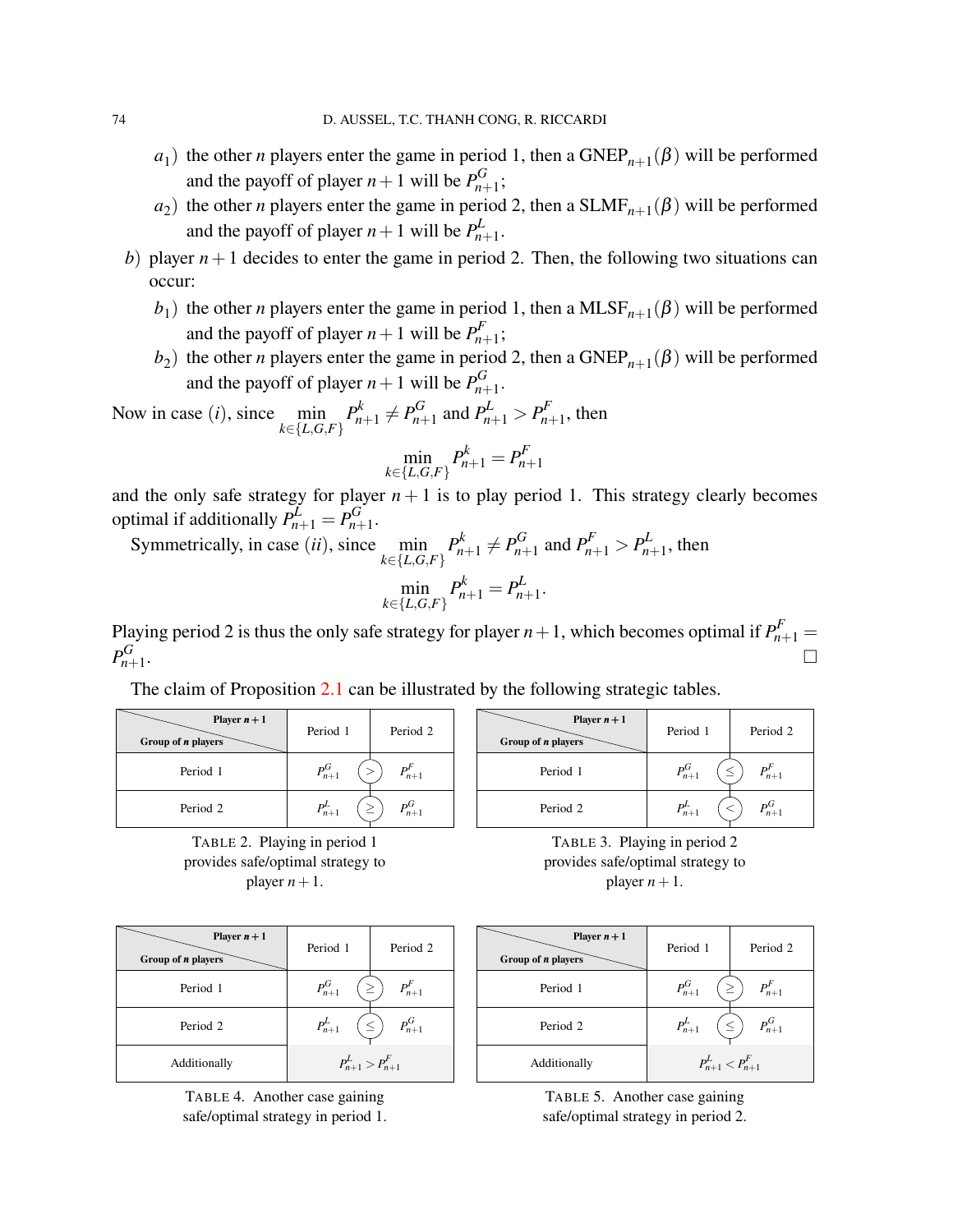$a_1$) the other $n$ players enter the game in period 1, then a $\text{GNEP}_{n+1}(\beta)$ will be performed and the payoff of player $n+1$ will be $P^G_{n+1}$;

$a_2$) the other $n$ players enter the game in period 2, then a $\text{SLMF}_{n+1}(\beta)$ will be performed and the payoff of player $n+1$ will be $P^L_{n+1}$.

$b$) player $n+1$ decides to enter the game in period 2. Then, the following two situations can occur:

$b_1$) the other $n$ players enter the game in period 1, then a $\text{MLSF}_{n+1}(\beta)$ will be performed and the payoff of player $n+1$ will be $P^F_{n+1}$;

$b_2$) the other $n$ players enter the game in period 2, then a $\text{GNEP}_{n+1}(\beta)$ will be performed and the payoff of player $n+1$ will be $P^G_{n+1}$.

Now in case $(i)$, since $\min_{k\in\{L,G,F\}} P^k_{n+1} \neq P^G_{n+1}$ and $P^L_{n+1} > P^F_{n+1}$, then

$$\min_{k\in\{L,G,F\}} P^k_{n+1} = P^F_{n+1}$$

and the only safe strategy for player $n+1$ is to play period 1. This strategy clearly becomes optimal if additionally $P^L_{n+1} = P^G_{n+1}$.

Symmetrically, in case $(ii)$, since $\min_{k\in\{L,G,F\}} P^k_{n+1} \neq P^G_{n+1}$ and $P^F_{n+1} > P^L_{n+1}$, then

$$\min_{k\in\{L,G,F\}} P^k_{n+1} = P^L_{n+1}.$$

Playing period 2 is thus the only safe strategy for player $n+1$, which becomes optimal if $P^F_{n+1} = P^G_{n+1}$. □

The claim of Proposition 2.1 can be illustrated by the following strategic tables.

| Group of $n$ players \ Player $n+1$ | Period 1 | | Period 2 |
|---|---|---|---|
| Period 1 | $P^G_{n+1}$ | $>$ | $P^F_{n+1}$ |
| Period 2 | $P^L_{n+1}$ | $\geq$ | $P^G_{n+1}$ |

TABLE 2. Playing in period 1 provides safe/optimal strategy to player $n+1$.

| Group of $n$ players \ Player $n+1$ | Period 1 | | Period 2 |
|---|---|---|---|
| Period 1 | $P^G_{n+1}$ | $\leq$ | $P^F_{n+1}$ |
| Period 2 | $P^L_{n+1}$ | $<$ | $P^G_{n+1}$ |

TABLE 3. Playing in period 2 provides safe/optimal strategy to player $n+1$.

| Group of $n$ players \ Player $n+1$ | Period 1 | | Period 2 |
|---|---|---|---|
| Period 1 | $P^G_{n+1}$ | $\geq$ | $P^F_{n+1}$ |
| Period 2 | $P^L_{n+1}$ | $\leq$ | $P^G_{n+1}$ |
| Additionally | $P^L_{n+1} > P^F_{n+1}$ | | |

TABLE 4. Another case gaining safe/optimal strategy in period 1.

| Group of $n$ players \ Player $n+1$ | Period 1 | | Period 2 |
|---|---|---|---|
| Period 1 | $P^G_{n+1}$ | $\geq$ | $P^F_{n+1}$ |
| Period 2 | $P^L_{n+1}$ | $\leq$ | $P^G_{n+1}$ |
| Additionally | $P^L_{n+1} < P^F_{n+1}$ | | |

TABLE 5. Another case gaining safe/optimal strategy in period 2.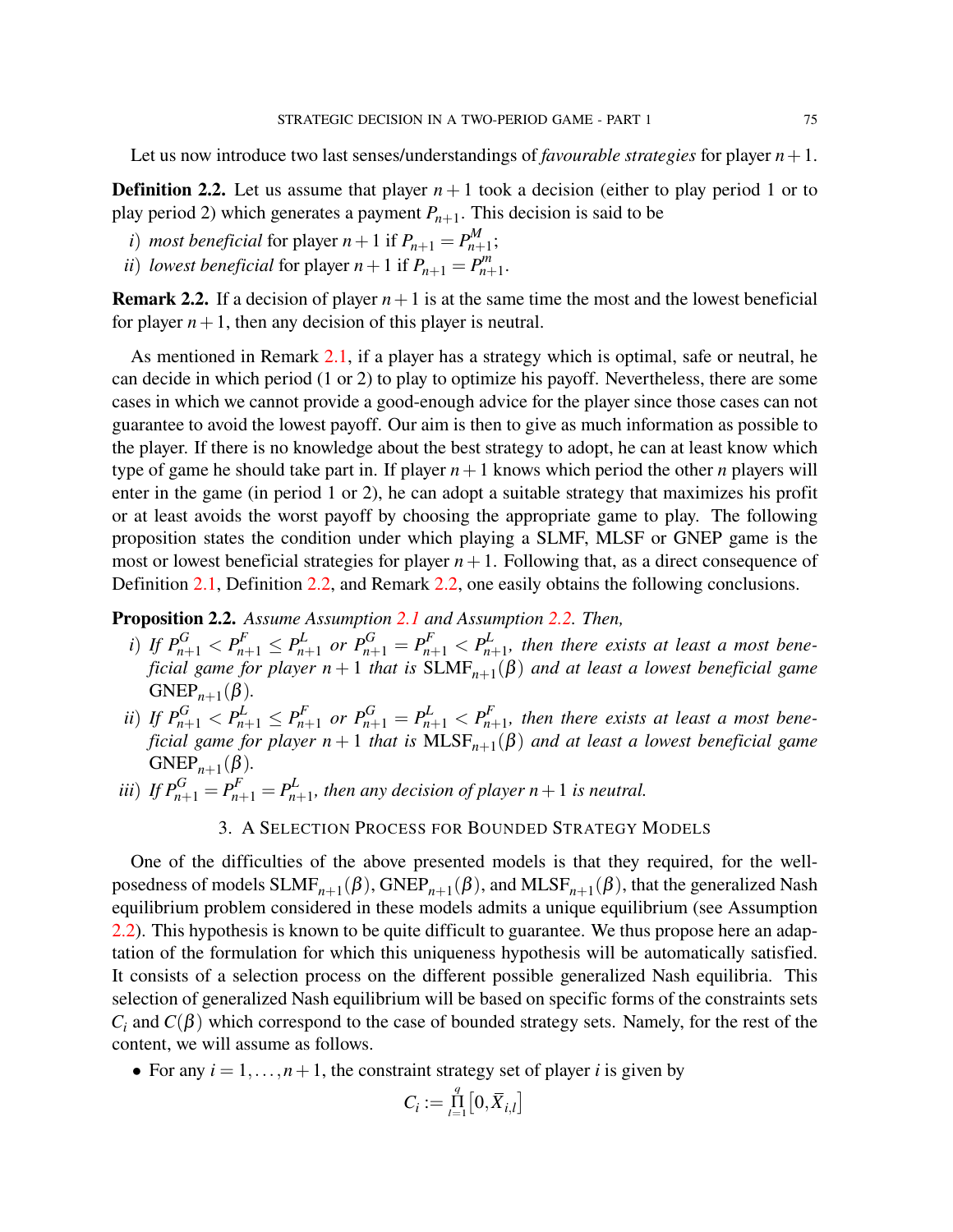Let us now introduce two last senses/understandings of *favourable strategies* for player $n+1$.

**Definition 2.2.** Let us assume that player $n+1$ took a decision (either to play period 1 or to play period 2) which generates a payment $P_{n+1}$. This decision is said to be

*i*) *most beneficial* for player $n+1$ if $P_{n+1} = P^M_{n+1}$;
*ii*) *lowest beneficial* for player $n+1$ if $P_{n+1} = P^m_{n+1}$.

**Remark 2.2.** If a decision of player $n+1$ is at the same time the most and the lowest beneficial for player $n+1$, then any decision of this player is neutral.

As mentioned in Remark 2.1, if a player has a strategy which is optimal, safe or neutral, he can decide in which period (1 or 2) to play to optimize his payoff. Nevertheless, there are some cases in which we cannot provide a good-enough advice for the player since those cases can not guarantee to avoid the lowest payoff. Our aim is then to give as much information as possible to the player. If there is no knowledge about the best strategy to adopt, he can at least know which type of game he should take part in. If player $n+1$ knows which period the other $n$ players will enter in the game (in period 1 or 2), he can adopt a suitable strategy that maximizes his profit or at least avoids the worst payoff by choosing the appropriate game to play. The following proposition states the condition under which playing a SLMF, MLSF or GNEP game is the most or lowest beneficial strategies for player $n+1$. Following that, as a direct consequence of Definition 2.1, Definition 2.2, and Remark 2.2, one easily obtains the following conclusions.

**Proposition 2.2.** *Assume Assumption 2.1 and Assumption 2.2. Then,*

*i*) *If $P^G_{n+1} < P^F_{n+1} \leq P^L_{n+1}$ or $P^G_{n+1} = P^F_{n+1} < P^L_{n+1}$, then there exists at least a most beneficial game for player $n+1$ that is $\text{SLMF}_{n+1}(\beta)$ and at least a lowest beneficial game $\text{GNEP}_{n+1}(\beta)$.*
*ii*) *If $P^G_{n+1} < P^L_{n+1} \leq P^F_{n+1}$ or $P^G_{n+1} = P^L_{n+1} < P^F_{n+1}$, then there exists at least a most beneficial game for player $n+1$ that is $\text{MLSF}_{n+1}(\beta)$ and at least a lowest beneficial game $\text{GNEP}_{n+1}(\beta)$.*
*iii*) *If $P^G_{n+1} = P^F_{n+1} = P^L_{n+1}$, then any decision of player $n+1$ is neutral.*

## 3. A Selection Process for Bounded Strategy Models

One of the difficulties of the above presented models is that they required, for the well-posedness of models $\text{SLMF}_{n+1}(\beta)$, $\text{GNEP}_{n+1}(\beta)$, and $\text{MLSF}_{n+1}(\beta)$, that the generalized Nash equilibrium problem considered in these models admits a unique equilibrium (see Assumption 2.2). This hypothesis is known to be quite difficult to guarantee. We thus propose here an adaptation of the formulation for which this uniqueness hypothesis will be automatically satisfied. It consists of a selection process on the different possible generalized Nash equilibria. This selection of generalized Nash equilibrium will be based on specific forms of the constraints sets $C_i$ and $C(\beta)$ which correspond to the case of bounded strategy sets. Namely, for the rest of the content, we will assume as follows.

- For any $i = 1, \ldots, n+1$, the constraint strategy set of player $i$ is given by

$$C_i := \prod_{l=1}^{q} \left[0, \bar{X}_{i,l}\right]$$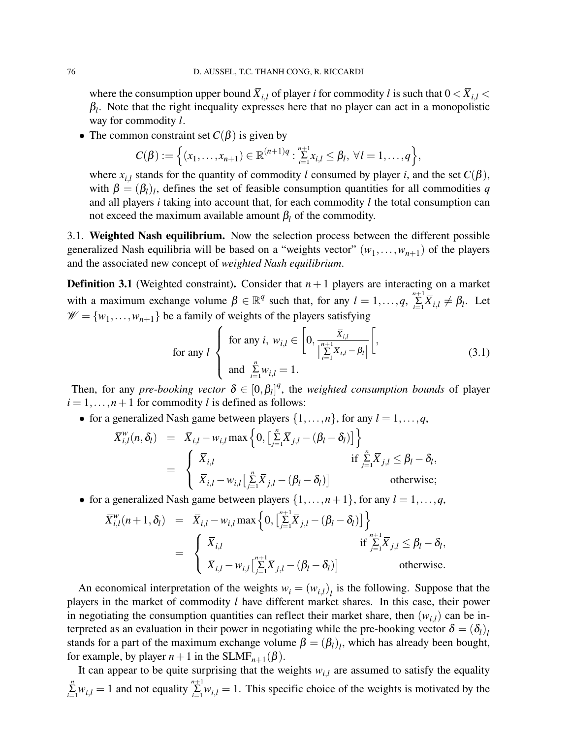where the consumption upper bound $\overline{X}_{i,l}$ of player $i$ for commodity $l$ is such that $0 < \overline{X}_{i,l} < \beta_l$. Note that the right inequality expresses here that no player can act in a monopolistic way for commodity $l$.

- The common constraint set $C(\beta)$ is given by

$$C(\beta) := \Big\{(x_1, \ldots, x_{n+1}) \in \mathbb{R}^{(n+1)q} : \sum_{i=1}^{n+1} x_{i,l} \leq \beta_l, \ \forall l = 1, \ldots, q\Big\},$$

where $x_{i,l}$ stands for the quantity of commodity $l$ consumed by player $i$, and the set $C(\beta)$, with $\beta = (\beta_l)_l$, defines the set of feasible consumption quantities for all commodities $q$ and all players $i$ taking into account that, for each commodity $l$ the total consumption can not exceed the maximum available amount $\beta_l$ of the commodity.

3.1. **Weighted Nash equilibrium.** Now the selection process between the different possible generalized Nash equilibria will be based on a "weights vector" $(w_1, \ldots, w_{n+1})$ of the players and the associated new concept of *weighted Nash equilibrium*.

**Definition 3.1** (Weighted constraint)**.** Consider that $n+1$ players are interacting on a market with a maximum exchange volume $\beta \in \mathbb{R}^q$ such that, for any $l = 1, \ldots, q$, $\sum_{i=1}^{n+1} \overline{X}_{i,l} \neq \beta_l$. Let $\mathscr{W} = \{w_1, \ldots, w_{n+1}\}$ be a family of weights of the players satisfying

$$\text{for any } l \left\{ \begin{array}{l} \text{for any } i, \ w_{i,l} \in \left[0, \dfrac{\overline{X}_{i,l}}{\left|\sum_{i=1}^{n+1} \overline{X}_{i,l} - \beta_l\right|}\right[, \\ \text{and } \sum_{i=1}^{n} w_{i,l} = 1. \end{array} \right. \tag{3.1}$$

Then, for any *pre-booking vector* $\delta \in [0, \beta_l]^q$, the *weighted consumption bounds* of player $i = 1, \ldots, n+1$ for commodity $l$ is defined as follows:

- for a generalized Nash game between players $\{1, \ldots, n\}$, for any $l = 1, \ldots, q$,

$$\begin{array}{rcl} \overline{X}^w_{i,l}(n, \delta_l) & = & \overline{X}_{i,l} - w_{i,l} \max\Big\{0, \big[\sum_{j=1}^{n} \overline{X}_{j,l} - (\beta_l - \delta_l)\big]\Big\} \\ & = & \left\{ \begin{array}{ll} \overline{X}_{i,l} & \text{if } \sum_{j=1}^{n} \overline{X}_{j,l} \leq \beta_l - \delta_l, \\ \overline{X}_{i,l} - w_{i,l}\big[\sum_{j=1}^{n} \overline{X}_{j,l} - (\beta_l - \delta_l)\big] & \text{otherwise;} \end{array} \right. \end{array}$$

- for a generalized Nash game between players $\{1, \ldots, n+1\}$, for any $l = 1, \ldots, q$,

$$\begin{array}{rcl} \overline{X}^w_{i,l}(n+1, \delta_l) & = & \overline{X}_{i,l} - w_{i,l} \max\Big\{0, \big[\sum_{j=1}^{n+1} \overline{X}_{j,l} - (\beta_l - \delta_l)\big]\Big\} \\ & = & \left\{ \begin{array}{ll} \overline{X}_{i,l} & \text{if } \sum_{j=1}^{n+1} \overline{X}_{j,l} \leq \beta_l - \delta_l, \\ \overline{X}_{i,l} - w_{i,l}\big[\sum_{j=1}^{n+1} \overline{X}_{j,l} - (\beta_l - \delta_l)\big] & \text{otherwise.} \end{array} \right. \end{array}$$

An economical interpretation of the weights $w_i = (w_{i,l})_l$ is the following. Suppose that the players in the market of commodity $l$ have different market shares. In this case, their power in negotiating the consumption quantities can reflect their market share, then $(w_{i,l})$ can be interpreted as an evaluation in their power in negotiating while the pre-booking vector $\delta = (\delta_l)_l$ stands for a part of the maximum exchange volume $\beta = (\beta_l)_l$, which has already been bought, for example, by player $n+1$ in the $\text{SLMF}_{n+1}(\beta)$.

It can appear to be quite surprising that the weights $w_{i,l}$ are assumed to satisfy the equality $\sum_{i=1}^{n} w_{i,l} = 1$ and not equality $\sum_{i=1}^{n+1} w_{i,l} = 1$. This specific choice of the weights is motivated by the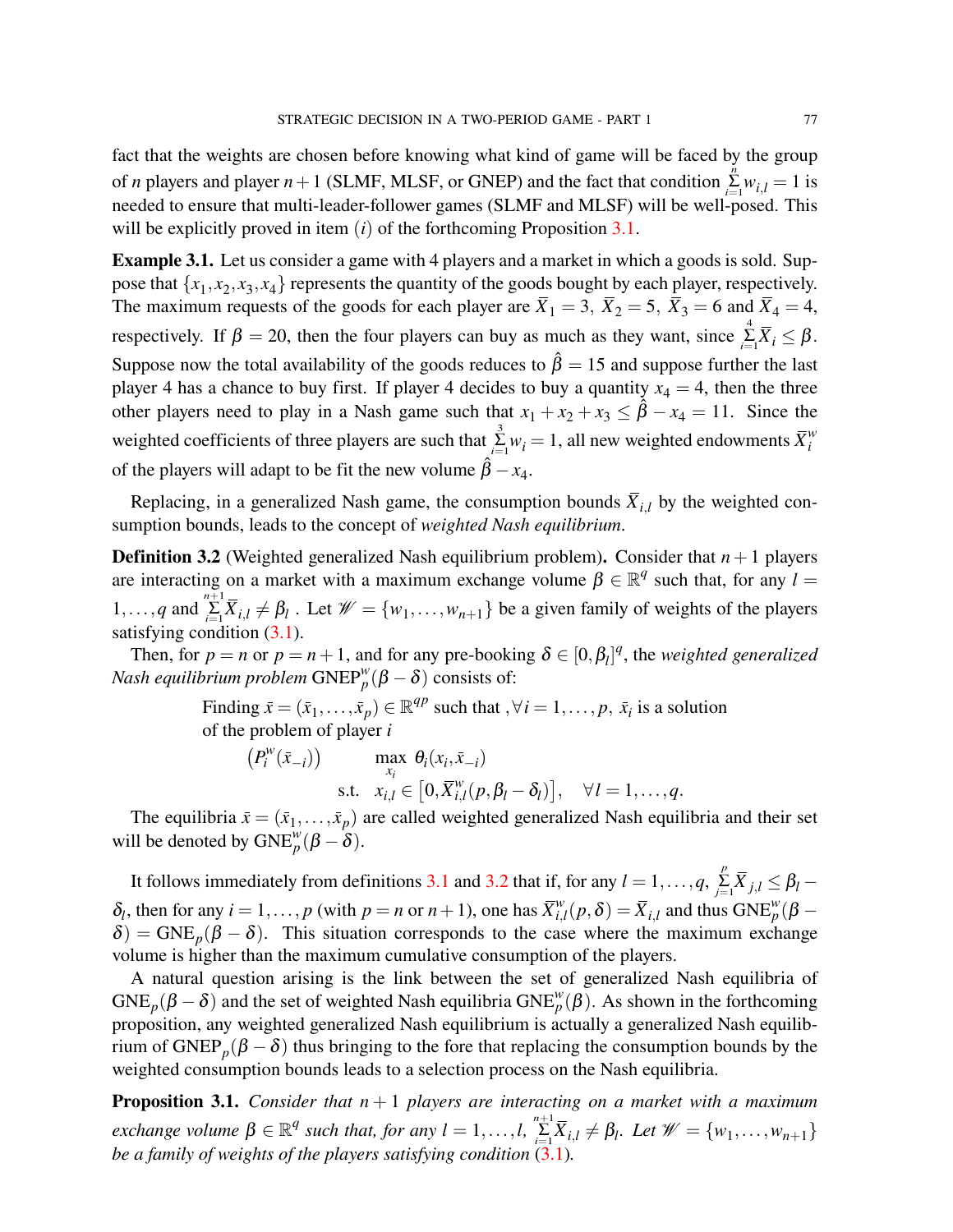fact that the weights are chosen before knowing what kind of game will be faced by the group of $n$ players and player $n+1$ (SLMF, MLSF, or GNEP) and the fact that condition $\sum_{i=1}^{n} w_{i,l} = 1$ is needed to ensure that multi-leader-follower games (SLMF and MLSF) will be well-posed. This will be explicitly proved in item $(i)$ of the forthcoming Proposition 3.1.

**Example 3.1.** Let us consider a game with 4 players and a market in which a goods is sold. Suppose that $\{x_1, x_2, x_3, x_4\}$ represents the quantity of the goods bought by each player, respectively. The maximum requests of the goods for each player are $\overline{X}_1 = 3$, $\overline{X}_2 = 5$, $\overline{X}_3 = 6$ and $\overline{X}_4 = 4$, respectively. If $\beta = 20$, then the four players can buy as much as they want, since $\sum_{i=1}^{4} \overline{X}_i \leq \beta$. Suppose now the total availability of the goods reduces to $\hat{\beta} = 15$ and suppose further the last player 4 has a chance to buy first. If player 4 decides to buy a quantity $x_4 = 4$, then the three other players need to play in a Nash game such that $x_1 + x_2 + x_3 \leq \hat{\beta} - x_4 = 11$. Since the weighted coefficients of three players are such that $\sum_{i=1}^{3} w_i = 1$, all new weighted endowments $\overline{X}_i^w$ of the players will adapt to be fit the new volume $\hat{\beta} - x_4$.

Replacing, in a generalized Nash game, the consumption bounds $\overline{X}_{i,l}$ by the weighted consumption bounds, leads to the concept of *weighted Nash equilibrium*.

**Definition 3.2** (Weighted generalized Nash equilibrium problem)**.** Consider that $n+1$ players are interacting on a market with a maximum exchange volume $\beta \in \mathbb{R}^q$ such that, for any $l = 1, \ldots, q$ and $\sum_{i=1}^{n+1} \overline{X}_{i,l} \neq \beta_l$ . Let $\mathscr{W} = \{w_1, \ldots, w_{n+1}\}$ be a given family of weights of the players satisfying condition (3.1).

Then, for $p = n$ or $p = n+1$, and for any pre-booking $\delta \in [0, \beta_l]^q$, the *weighted generalized Nash equilibrium problem* $\mathrm{GNEP}_p^w(\beta - \delta)$ consists of:

Finding $\bar{x} = (\bar{x}_1, \ldots, \bar{x}_p) \in \mathbb{R}^{qp}$ such that $, \forall i = 1, \ldots, p$, $\bar{x}_i$ is a solution of the problem of player $i$

$$
\left(P_i^w(\bar{x}_{-i})\right) \qquad \max_{x_i} \; \theta_i(x_i, \bar{x}_{-i})
$$

$$
\text{s.t.} \quad x_{i,l} \in \left[0, \overline{X}_{i,l}^w(p, \beta_l - \delta_l)\right], \quad \forall l = 1, \ldots, q.
$$

The equilibria $\bar{x} = (\bar{x}_1, \ldots, \bar{x}_p)$ are called weighted generalized Nash equilibria and their set will be denoted by $\mathrm{GNE}_p^w(\beta - \delta)$.

It follows immediately from definitions 3.1 and 3.2 that if, for any $l = 1, \ldots, q$, $\sum_{j=1}^{p} \overline{X}_{j,l} \leq \beta_l - \delta_l$, then for any $i = 1, \ldots, p$ (with $p = n$ or $n+1$), one has $\overline{X}_{i,l}^w(p, \delta) = \overline{X}_{i,l}$ and thus $\mathrm{GNE}_p^w(\beta - \delta) = \mathrm{GNE}_p(\beta - \delta)$. This situation corresponds to the case where the maximum exchange volume is higher than the maximum cumulative consumption of the players.

A natural question arising is the link between the set of generalized Nash equilibria of $\mathrm{GNE}_p(\beta - \delta)$ and the set of weighted Nash equilibria $\mathrm{GNE}_p^w(\beta)$. As shown in the forthcoming proposition, any weighted generalized Nash equilibrium is actually a generalized Nash equilibrium of $\mathrm{GNEP}_p(\beta - \delta)$ thus bringing to the fore that replacing the consumption bounds by the weighted consumption bounds leads to a selection process on the Nash equilibria.

**Proposition 3.1.** *Consider that $n+1$ players are interacting on a market with a maximum exchange volume $\beta \in \mathbb{R}^q$ such that, for any $l = 1, \ldots, l$, $\sum_{i=1}^{n+1} \overline{X}_{i,l} \neq \beta_l$. Let $\mathscr{W} = \{w_1, \ldots, w_{n+1}\}$ be a family of weights of the players satisfying condition (3.1).*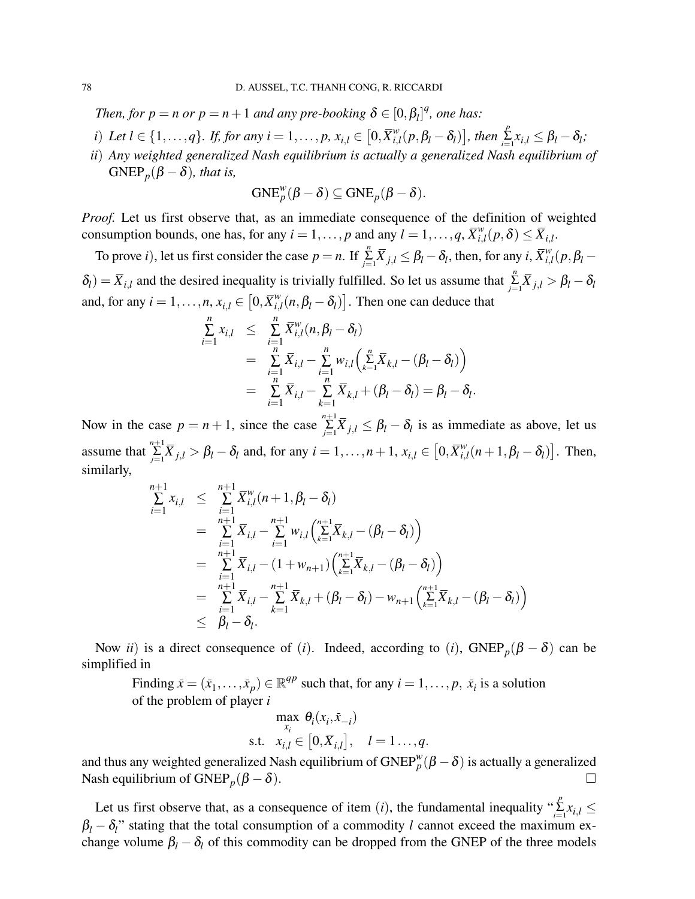*Then, for $p = n$ or $p = n+1$ and any pre-booking $\delta \in [0, \beta_l]^q$, one has:*

*i) Let $l \in \{1, \ldots, q\}$. If, for any $i = 1, \ldots, p$, $x_{i,l} \in \left[0, \overline{X}^w_{i,l}(p, \beta_l - \delta_l)\right]$, then $\sum_{i=1}^{p} x_{i,l} \leq \beta_l - \delta_l$;*

*ii) Any weighted generalized Nash equilibrium is actually a generalized Nash equilibrium of $\mathrm{GNEP}_p(\beta - \delta)$, that is,*

$$\mathrm{GNE}^w_p(\beta - \delta) \subseteq \mathrm{GNE}_p(\beta - \delta).$$

*Proof.* Let us first observe that, as an immediate consequence of the definition of weighted consumption bounds, one has, for any $i = 1, \ldots, p$ and any $l = 1, \ldots, q$, $\overline{X}^w_{i,l}(p, \delta) \leq \overline{X}_{i,l}$.

To prove $i$), let us first consider the case $p = n$. If $\sum_{j=1}^{n} \overline{X}_{j,l} \leq \beta_l - \delta_l$, then, for any $i$, $\overline{X}^w_{i,l}(p, \beta_l - \delta_l) = \overline{X}_{i,l}$ and the desired inequality is trivially fulfilled. So let us assume that $\sum_{j=1}^{n} \overline{X}_{j,l} > \beta_l - \delta_l$ and, for any $i = 1, \ldots, n$, $x_{i,l} \in \left[0, \overline{X}^w_{i,l}(n, \beta_l - \delta_l)\right]$. Then one can deduce that

$$
\begin{aligned}
\sum_{i=1}^{n} x_{i,l} &\leq \sum_{i=1}^{n} \overline{X}^w_{i,l}(n, \beta_l - \delta_l) \\
&= \sum_{i=1}^{n} \overline{X}_{i,l} - \sum_{i=1}^{n} w_{i,l}\Big(\sum_{k=1}^{n} \overline{X}_{k,l} - (\beta_l - \delta_l)\Big) \\
&= \sum_{i=1}^{n} \overline{X}_{i,l} - \sum_{k=1}^{n} \overline{X}_{k,l} + (\beta_l - \delta_l) = \beta_l - \delta_l.
\end{aligned}
$$

Now in the case $p = n+1$, since the case $\sum_{j=1}^{n+1} \overline{X}_{j,l} \leq \beta_l - \delta_l$ is as immediate as above, let us assume that $\sum_{j=1}^{n+1} \overline{X}_{j,l} > \beta_l - \delta_l$ and, for any $i = 1, \ldots, n+1$, $x_{i,l} \in \left[0, \overline{X}^w_{i,l}(n+1, \beta_l - \delta_l)\right]$. Then, similarly,

$$
\begin{aligned}
\sum_{i=1}^{n+1} x_{i,l} &\leq \sum_{i=1}^{n+1} \overline{X}^w_{i,l}(n+1, \beta_l - \delta_l) \\
&= \sum_{i=1}^{n+1} \overline{X}_{i,l} - \sum_{i=1}^{n+1} w_{i,l}\Big(\sum_{k=1}^{n+1} \overline{X}_{k,l} - (\beta_l - \delta_l)\Big) \\
&= \sum_{i=1}^{n+1} \overline{X}_{i,l} - (1 + w_{n+1})\Big(\sum_{k=1}^{n+1} \overline{X}_{k,l} - (\beta_l - \delta_l)\Big) \\
&= \sum_{i=1}^{n+1} \overline{X}_{i,l} - \sum_{k=1}^{n+1} \overline{X}_{k,l} + (\beta_l - \delta_l) - w_{n+1}\Big(\sum_{k=1}^{n+1} \overline{X}_{k,l} - (\beta_l - \delta_l)\Big) \\
&\leq \beta_l - \delta_l.
\end{aligned}
$$

Now $ii$) is a direct consequence of ($i$). Indeed, according to ($i$), $\mathrm{GNEP}_p(\beta - \delta)$ can be simplified in

> Finding $\bar{x} = (\bar{x}_1, \ldots, \bar{x}_p) \in \mathbb{R}^{qp}$ such that, for any $i = 1, \ldots, p$, $\bar{x}_i$ is a solution of the problem of player $i$
>
> $$\begin{aligned} \max_{x_i} \ & \theta_i(x_i, \bar{x}_{-i}) \\ \text{s.t.} \ & x_{i,l} \in \left[0, \overline{X}_{i,l}\right], \quad l = 1 \ldots, q. \end{aligned}$$

and thus any weighted generalized Nash equilibrium of $\mathrm{GNEP}^w_p(\beta - \delta)$ is actually a generalized Nash equilibrium of $\mathrm{GNEP}_p(\beta - \delta)$. □

Let us first observe that, as a consequence of item ($i$), the fundamental inequality "$\sum_{i=1}^{p} x_{i,l} \leq \beta_l - \delta_l$" stating that the total consumption of a commodity $l$ cannot exceed the maximum exchange volume $\beta_l - \delta_l$ of this commodity can be dropped from the GNEP of the three models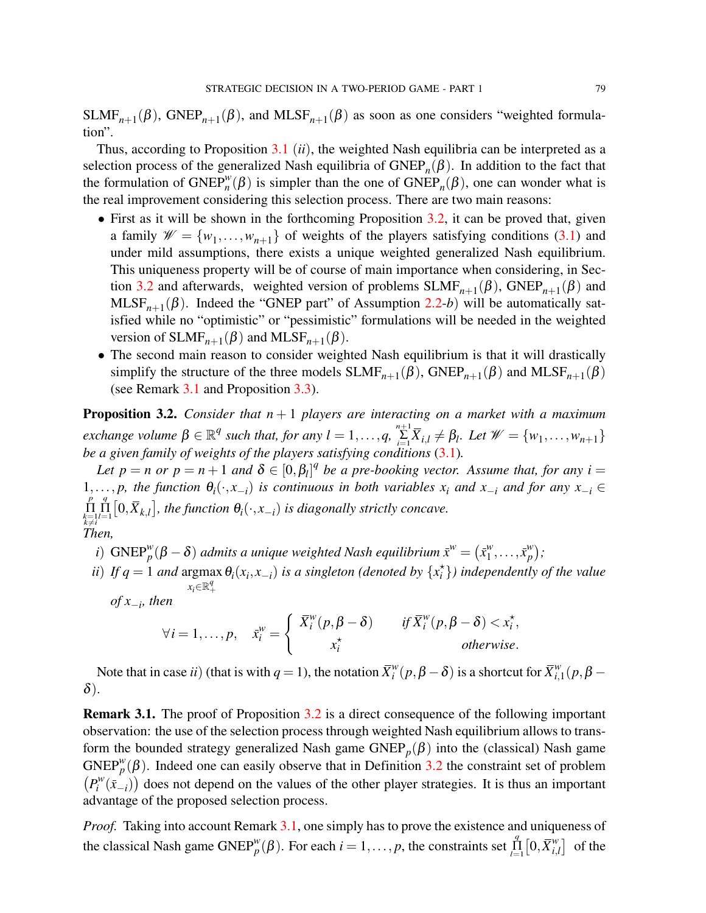$\text{SLMF}_{n+1}(\beta)$, $\text{GNEP}_{n+1}(\beta)$, and $\text{MLSF}_{n+1}(\beta)$ as soon as one considers "weighted formulation".

Thus, according to Proposition 3.1 (*ii*), the weighted Nash equilibria can be interpreted as a selection process of the generalized Nash equilibria of $\text{GNEP}_n(\beta)$. In addition to the fact that the formulation of $\text{GNEP}_n^w(\beta)$ is simpler than the one of $\text{GNEP}_n(\beta)$, one can wonder what is the real improvement considering this selection process. There are two main reasons:

- First as it will be shown in the forthcoming Proposition 3.2, it can be proved that, given a family $\mathscr{W} = \{w_1, \ldots, w_{n+1}\}$ of weights of the players satisfying conditions (3.1) and under mild assumptions, there exists a unique weighted generalized Nash equilibrium. This uniqueness property will be of course of main importance when considering, in Section 3.2 and afterwards, weighted version of problems $\text{SLMF}_{n+1}(\beta)$, $\text{GNEP}_{n+1}(\beta)$ and $\text{MLSF}_{n+1}(\beta)$. Indeed the "GNEP part" of Assumption 2.2-*b*) will be automatically satisfied while no "optimistic" or "pessimistic" formulations will be needed in the weighted version of $\text{SLMF}_{n+1}(\beta)$ and $\text{MLSF}_{n+1}(\beta)$.
- The second main reason to consider weighted Nash equilibrium is that it will drastically simplify the structure of the three models $\text{SLMF}_{n+1}(\beta)$, $\text{GNEP}_{n+1}(\beta)$ and $\text{MLSF}_{n+1}(\beta)$ (see Remark 3.1 and Proposition 3.3).

**Proposition 3.2.** *Consider that $n+1$ players are interacting on a market with a maximum exchange volume $\beta \in \mathbb{R}^q$ such that, for any $l = 1, \ldots, q$, $\sum_{i=1}^{n+1} \overline{X}_{i,l} \neq \beta_l$. Let $\mathscr{W} = \{w_1, \ldots, w_{n+1}\}$ be a given family of weights of the players satisfying conditions (3.1).*

*Let $p = n$ or $p = n+1$ and $\delta \in [0, \beta_l]^q$ be a pre-booking vector. Assume that, for any $i = 1, \ldots, p$, the function $\theta_i(\cdot, x_{-i})$ is continuous in both variables $x_i$ and $x_{-i}$ and for any $x_{-i} \in \prod_{\substack{k=1 \\ k \neq i}}^{p} \prod_{l=1}^{q} [0, \overline{X}_{k,l}]$, the function $\theta_i(\cdot, x_{-i})$ is diagonally strictly concave.*
*Then,*

*i)* $\text{GNEP}_p^w(\beta - \delta)$ *admits a unique weighted Nash equilibrium $\bar{x}^w = (\bar{x}_1^w, \ldots, \bar{x}_p^w)$;*

*ii) If $q = 1$ and $\operatorname{argmax}_{x_i \in \mathbb{R}_+^q} \theta_i(x_i, x_{-i})$ is a singleton (denoted by $\{x_i^\star\}$) independently of the value of $x_{-i}$, then*

$$\forall i = 1, \ldots, p, \quad \bar{x}_i^w = \begin{cases} \overline{X}_i^w(p, \beta - \delta) & \text{if } \overline{X}_i^w(p, \beta - \delta) < x_i^\star, \\ x_i^\star & \text{otherwise}. \end{cases}$$

Note that in case *ii*) (that is with $q = 1$), the notation $\overline{X}_i^w(p, \beta - \delta)$ is a shortcut for $\overline{X}_{i,1}^w(p, \beta - \delta)$.

**Remark 3.1.** The proof of Proposition 3.2 is a direct consequence of the following important observation: the use of the selection process through weighted Nash equilibrium allows to transform the bounded strategy generalized Nash game $\text{GNEP}_p(\beta)$ into the (classical) Nash game $\text{GNEP}_p^w(\beta)$. Indeed one can easily observe that in Definition 3.2 the constraint set of problem $(P_i^w(\bar{x}_{-i}))$ does not depend on the values of the other player strategies. It is thus an important advantage of the proposed selection process.

*Proof.* Taking into account Remark 3.1, one simply has to prove the existence and uniqueness of the classical Nash game $\text{GNEP}_p^w(\beta)$. For each $i = 1, \ldots, p$, the constraints set $\prod_{l=1}^{q} [0, \overline{X}_{i,l}^w]$ of the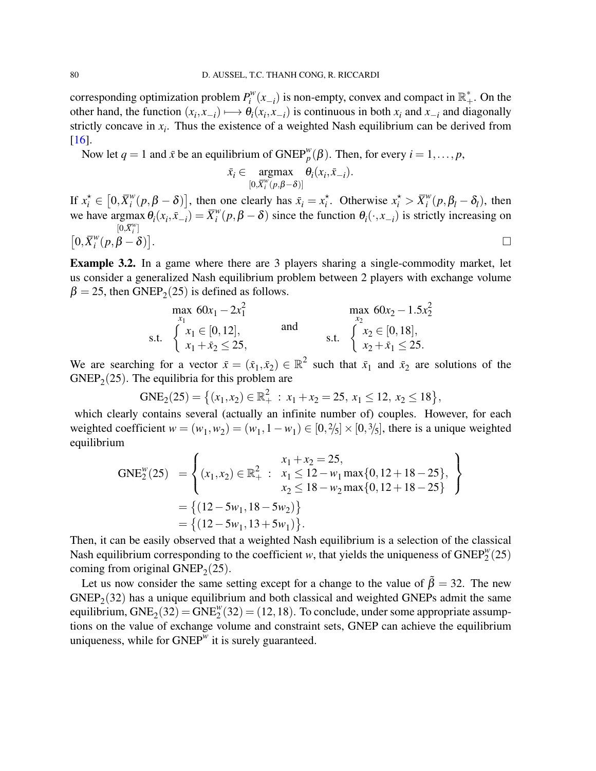corresponding optimization problem $P_i^w(x_{-i})$ is non-empty, convex and compact in $\mathbb{R}_+^*$. On the other hand, the function $(x_i, x_{-i}) \longmapsto \theta_i(x_i, x_{-i})$ is continuous in both $x_i$ and $x_{-i}$ and diagonally strictly concave in $x_i$. Thus the existence of a weighted Nash equilibrium can be derived from [16].

Now let $q = 1$ and $\bar{x}$ be an equilibrium of $\text{GNEP}_p^w(\beta)$. Then, for every $i = 1, \dots, p$,

$$\bar{x}_i \in \underset{[0, \overline{X}_i^w(p, \beta - \delta)]}{\operatorname{argmax}} \; \theta_i(x_i, \bar{x}_{-i}).$$

If $x_i^\star \in \big[0, \overline{X}_i^w(p, \beta - \delta)\big]$, then one clearly has $\bar{x}_i = x_i^\star$. Otherwise $x_i^\star > \overline{X}_i^w(p, \beta_l - \delta_l)$, then we have $\underset{[0, \overline{X}_i^w]}{\operatorname{argmax}} \, \theta_i(x_i, \bar{x}_{-i}) = \overline{X}_i^w(p, \beta - \delta)$ since the function $\theta_i(\cdot, x_{-i})$ is strictly increasing on $\big[0, \overline{X}_i^w(p, \beta - \delta)\big]$. $\square$

**Example 3.2.** In a game where there are 3 players sharing a single-commodity market, let us consider a generalized Nash equilibrium problem between 2 players with exchange volume $\beta = 25$, then $\text{GNEP}_2(25)$ is defined as follows.

$$\begin{array}{rl} \max\limits_{x_1} & 60x_1 - 2x_1^2 \\ \text{s.t.} & \left\{ \begin{array}{l} x_1 \in [0, 12], \\ x_1 + \bar{x}_2 \leq 25, \end{array} \right. \end{array} \qquad \text{and} \qquad \begin{array}{rl} \max\limits_{x_2} & 60x_2 - 1.5x_2^2 \\ \text{s.t.} & \left\{ \begin{array}{l} x_2 \in [0, 18], \\ x_2 + \bar{x}_1 \leq 25. \end{array} \right. \end{array}$$

We are searching for a vector $\bar{x} = (\bar{x}_1, \bar{x}_2) \in \mathbb{R}^2$ such that $\bar{x}_1$ and $\bar{x}_2$ are solutions of the $\text{GNEP}_2(25)$. The equilibria for this problem are

$$\text{GNE}_2(25) = \big\{ (x_1, x_2) \in \mathbb{R}_+^2 \, : \, x_1 + x_2 = 25, \; x_1 \leq 12, \; x_2 \leq 18 \big\},$$

which clearly contains several (actually an infinite number of) couples. However, for each weighted coefficient $w = (w_1, w_2) = (w_1, 1 - w_1) \in [0, 2/5] \times [0, 3/5]$, there is a unique weighted equilibrium

$$\begin{aligned} \text{GNE}_2^w(25) &= \left\{ (x_1, x_2) \in \mathbb{R}_+^2 \, : \begin{array}{l} x_1 + x_2 = 25, \\ x_1 \leq 12 - w_1 \max\{0, 12 + 18 - 25\}, \\ x_2 \leq 18 - w_2 \max\{0, 12 + 18 - 25\} \end{array} \right\} \\ &= \big\{ (12 - 5w_1, 18 - 5w_2) \big\} \\ &= \big\{ (12 - 5w_1, 13 + 5w_1) \big\}. \end{aligned}$$

Then, it can be easily observed that a weighted Nash equilibrium is a selection of the classical Nash equilibrium corresponding to the coefficient $w$, that yields the uniqueness of $\text{GNEP}_2^w(25)$ coming from original $\text{GNEP}_2(25)$.

Let us now consider the same setting except for a change to the value of $\tilde{\beta} = 32$. The new $\text{GNEP}_2(32)$ has a unique equilibrium and both classical and weighted GNEPs admit the same equilibrium, $\text{GNE}_2(32) = \text{GNE}_2^w(32) = (12, 18)$. To conclude, under some appropriate assumptions on the value of exchange volume and constraint sets, GNEP can achieve the equilibrium uniqueness, while for $\text{GNEP}^w$ it is surely guaranteed.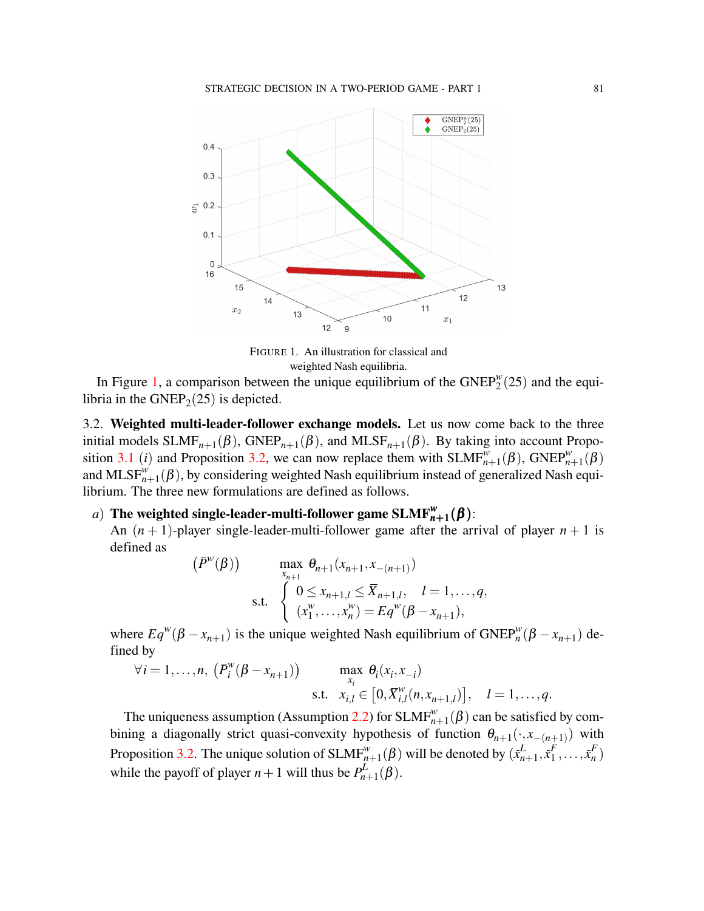FIGURE 1. An illustration for classical and weighted Nash equilibria.

In Figure 1, a comparison between the unique equilibrium of the $\mathrm{GNEP}_2^w(25)$ and the equilibria in the $\mathrm{GNEP}_2(25)$ is depicted.

3.2. **Weighted multi-leader-follower exchange models.** Let us now come back to the three initial models $\mathrm{SLMF}_{n+1}(\beta)$, $\mathrm{GNEP}_{n+1}(\beta)$, and $\mathrm{MLSF}_{n+1}(\beta)$. By taking into account Proposition 3.1 $(i)$ and Proposition 3.2, we can now replace them with $\mathrm{SLMF}_{n+1}^w(\beta)$, $\mathrm{GNEP}_{n+1}^w(\beta)$ and $\mathrm{MLSF}_{n+1}^w(\beta)$, by considering weighted Nash equilibrium instead of generalized Nash equilibrium. The three new formulations are defined as follows.

*a)* **The weighted single-leader-multi-follower game $\mathbf{SLMF}_{n+1}^w(\beta)$**:
An $(n+1)$-player single-leader-multi-follower game after the arrival of player $n+1$ is defined as

$$
\left(\bar{P}^w(\beta)\right) \qquad \max_{x_{n+1}} \; \theta_{n+1}(x_{n+1}, x_{-(n+1)})
$$
$$
\text{s.t.} \quad \begin{cases} 0 \le x_{n+1,l} \le \bar{X}_{n+1,l}, & l = 1, \ldots, q, \\ (x_1^w, \ldots, x_n^w) = Eq^w(\beta - x_{n+1}), \end{cases}
$$

where $Eq^w(\beta - x_{n+1})$ is the unique weighted Nash equilibrium of $\mathrm{GNEP}_n^w(\beta - x_{n+1})$ defined by

$$
\forall i = 1, \ldots, n, \; \left(\bar{P}_i^w(\beta - x_{n+1})\right) \qquad \max_{x_i} \; \theta_i(x_i, x_{-i})
$$
$$
\text{s.t.} \quad x_{i,l} \in \left[0, \bar{X}_{i,l}^w(n, x_{n+1,l})\right], \quad l = 1, \ldots, q.
$$

The uniqueness assumption (Assumption 2.2) for $\mathrm{SLMF}_{n+1}^w(\beta)$ can be satisfied by combining a diagonally strict quasi-convexity hypothesis of function $\theta_{n+1}(\cdot, x_{-(n+1)})$ with Proposition 3.2. The unique solution of $\mathrm{SLMF}_{n+1}^w(\beta)$ will be denoted by $(\bar{x}_{n+1}^L, \bar{x}_1^F, \ldots, \bar{x}_n^F)$ while the payoff of player $n+1$ will thus be $P_{n+1}^L(\beta)$.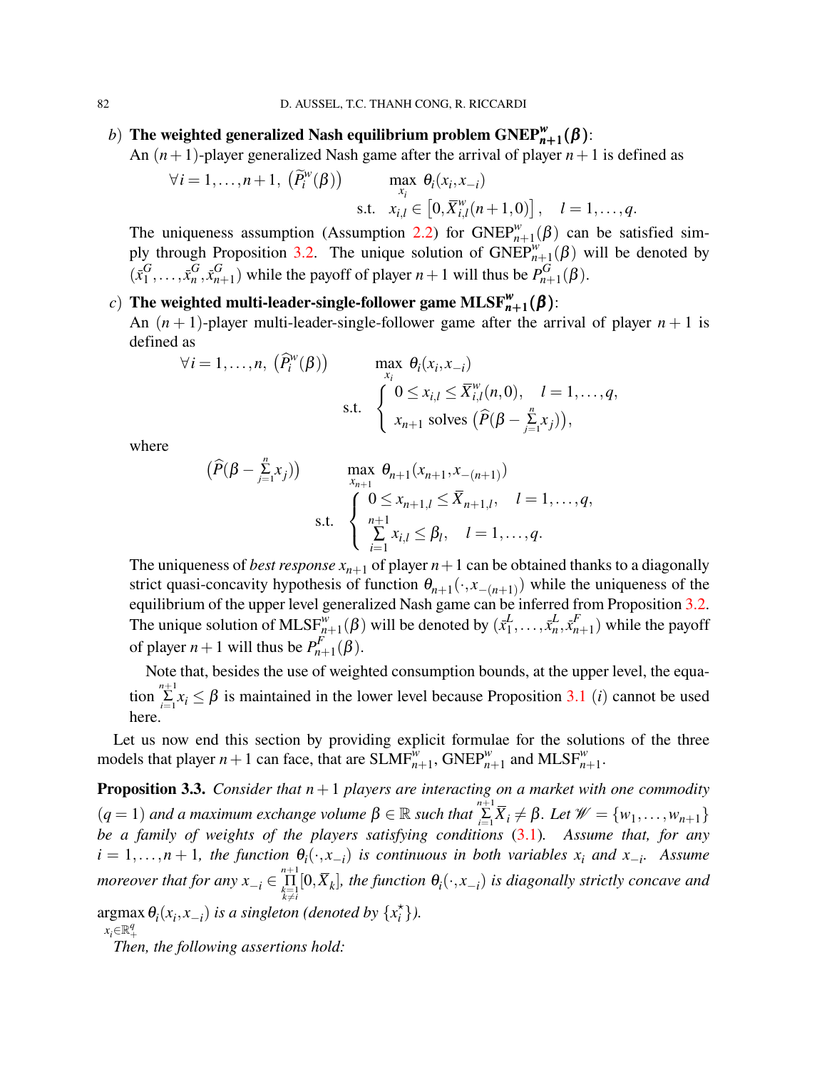*b*) **The weighted generalized Nash equilibrium problem GNEP$^{w}_{n+1}(\beta)$**:
An $(n+1)$-player generalized Nash game after the arrival of player $n+1$ is defined as

$$\forall i = 1,\dots,n+1,\ \big(\widetilde{P}^{w}_i(\beta)\big) \qquad \max_{x_i}\ \theta_i(x_i,x_{-i}) \quad \text{s.t.}\quad x_{i,l} \in \left[0, \overline{X}^{w}_{i,l}(n+1,0)\right], \quad l = 1,\dots,q.$$

The uniqueness assumption (Assumption 2.2) for GNEP$^{w}_{n+1}(\beta)$ can be satisfied simply through Proposition 3.2. The unique solution of GNEP$^{w}_{n+1}(\beta)$ will be denoted by $(\bar{x}^{G}_1,\dots,\bar{x}^{G}_n,\bar{x}^{G}_{n+1})$ while the payoff of player $n+1$ will thus be $P^{G}_{n+1}(\beta)$.

*c*) **The weighted multi-leader-single-follower game MLSF$^{w}_{n+1}(\beta)$**:
An $(n+1)$-player multi-leader-single-follower game after the arrival of player $n+1$ is defined as

$$\forall i = 1,\dots,n,\ \big(\widehat{P}^{w}_i(\beta)\big) \qquad \max_{x_i}\ \theta_i(x_i,x_{-i}) \quad \text{s.t.}\quad \begin{cases} 0 \le x_{i,l} \le \overline{X}^{w}_{i,l}(n,0), \quad l = 1,\dots,q, \\ x_{n+1} \text{ solves } \big(\widehat{P}(\beta - \sum_{j=1}^{n} x_j)\big), \end{cases}$$

where

$$\big(\widehat{P}(\beta - \sum_{j=1}^{n} x_j)\big) \qquad \max_{x_{n+1}}\ \theta_{n+1}(x_{n+1},x_{-(n+1)}) \quad \text{s.t.}\quad \begin{cases} 0 \le x_{n+1,l} \le \overline{X}_{n+1,l}, \quad l = 1,\dots,q, \\ \sum_{i=1}^{n+1} x_{i,l} \le \beta_l, \quad l = 1,\dots,q. \end{cases}$$

The uniqueness of *best response* $x_{n+1}$ of player $n+1$ can be obtained thanks to a diagonally strict quasi-concavity hypothesis of function $\theta_{n+1}(\cdot,x_{-(n+1)})$ while the uniqueness of the equilibrium of the upper level generalized Nash game can be inferred from Proposition 3.2. The unique solution of MLSF$^{w}_{n+1}(\beta)$ will be denoted by $(\bar{x}^{L}_1,\dots,\bar{x}^{L}_n,\bar{x}^{F}_{n+1})$ while the payoff of player $n+1$ will thus be $P^{F}_{n+1}(\beta)$.

Note that, besides the use of weighted consumption bounds, at the upper level, the equation $\sum_{i=1}^{n+1} x_i \le \beta$ is maintained in the lower level because Proposition 3.1 (*i*) cannot be used here.

Let us now end this section by providing explicit formulae for the solutions of the three models that player $n+1$ can face, that are SLMF$^{w}_{n+1}$, GNEP$^{w}_{n+1}$ and MLSF$^{w}_{n+1}$.

**Proposition 3.3.** *Consider that $n+1$ players are interacting on a market with one commodity ($q = 1$) and a maximum exchange volume $\beta \in \mathbb{R}$ such that $\sum_{i=1}^{n+1} \overline{X}_i \neq \beta$. Let $\mathscr{W} = \{w_1,\dots,w_{n+1}\}$ be a family of weights of the players satisfying conditions (3.1). Assume that, for any $i = 1,\dots,n+1$, the function $\theta_i(\cdot,x_{-i})$ is continuous in both variables $x_i$ and $x_{-i}$. Assume moreover that for any $x_{-i} \in \prod_{k=1, k\neq i}^{n+1} [0,\overline{X}_k]$, the function $\theta_i(\cdot,x_{-i})$ is diagonally strict concave and $\operatorname{argmax}_{x_i \in \mathbb{R}^q_+} \theta_i(x_i,x_{-i})$ is a singleton (denoted by $\{x^{\star}_i\}$).*

*Then, the following assertions hold:*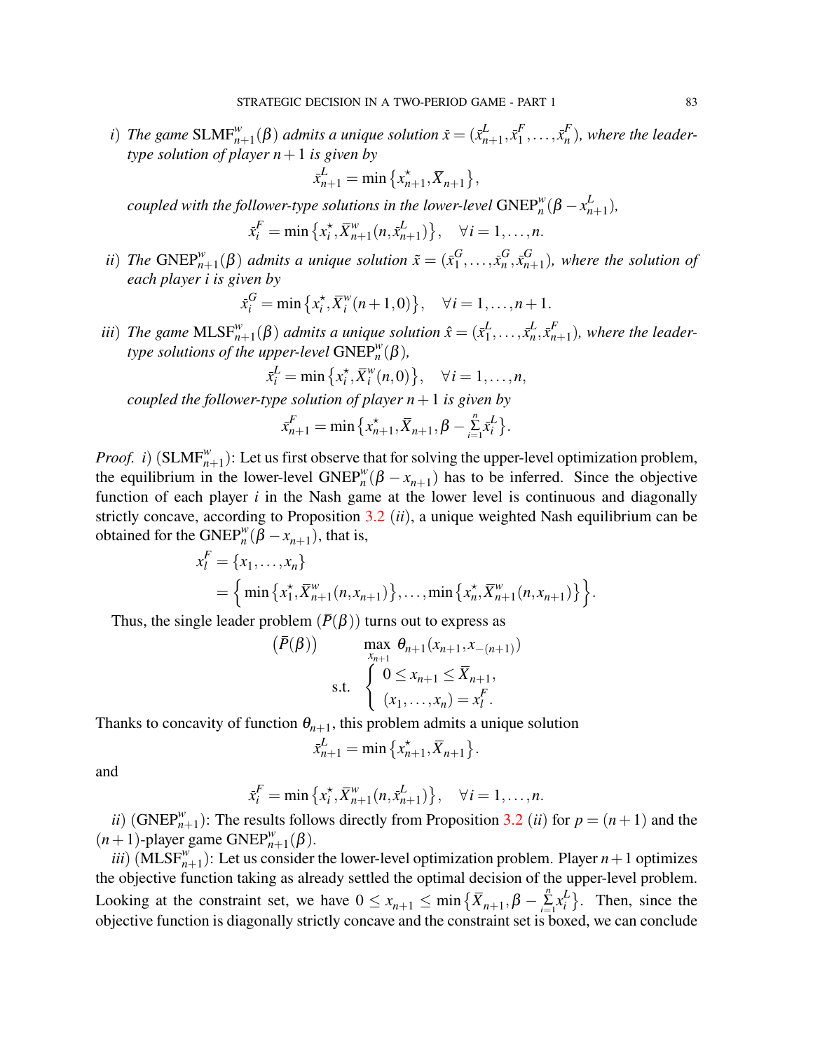*i)* *The game* $\mathrm{SLMF}_{n+1}^{w}(\beta)$ *admits a unique solution* $\bar{x} = (\bar{x}_{n+1}^{L}, \bar{x}_1^{F}, \ldots, \bar{x}_n^{F})$, *where the leader-type solution of player* $n+1$ *is given by*

$$\bar{x}_{n+1}^{L} = \min\left\{x_{n+1}^{\star}, \overline{X}_{n+1}\right\},$$

*coupled with the follower-type solutions in the lower-level* $\mathrm{GNEP}_n^{w}(\beta - x_{n+1}^{L})$,

$$\bar{x}_i^{F} = \min\left\{x_i^{\star}, \overline{X}_{n+1}^{w}(n, \bar{x}_{n+1}^{L})\right\}, \quad \forall i = 1, \ldots, n.$$

*ii)* *The* $\mathrm{GNEP}_{n+1}^{w}(\beta)$ *admits a unique solution* $\tilde{x} = (\bar{x}_1^{G}, \ldots, \bar{x}_n^{G}, \bar{x}_{n+1}^{G})$, *where the solution of each player* $i$ *is given by*

$$\bar{x}_i^{G} = \min\left\{x_i^{\star}, \overline{X}_i^{w}(n+1, 0)\right\}, \quad \forall i = 1, \ldots, n+1.$$

*iii)* *The game* $\mathrm{MLSF}_{n+1}^{w}(\beta)$ *admits a unique solution* $\hat{x} = (\bar{x}_1^{L}, \ldots, \bar{x}_n^{L}, \bar{x}_{n+1}^{F})$, *where the leader-type solutions of the upper-level* $\mathrm{GNEP}_n^{w}(\beta)$,

$$\bar{x}_i^{L} = \min\left\{x_i^{\star}, \overline{X}_i^{w}(n, 0)\right\}, \quad \forall i = 1, \ldots, n,$$

*coupled the follower-type solution of player* $n+1$ *is given by*

$$\bar{x}_{n+1}^{F} = \min\left\{x_{n+1}^{\star}, \overline{X}_{n+1}, \beta - \sum_{i=1}^{n} \bar{x}_i^{L}\right\}.$$

*Proof.* *i)* ($\mathrm{SLMF}_{n+1}^{w}$): Let us first observe that for solving the upper-level optimization problem, the equilibrium in the lower-level $\mathrm{GNEP}_n^{w}(\beta - x_{n+1})$ has to be inferred. Since the objective function of each player $i$ in the Nash game at the lower level is continuous and diagonally strictly concave, according to Proposition 3.2 (*ii*), a unique weighted Nash equilibrium can be obtained for the $\mathrm{GNEP}_n^{w}(\beta - x_{n+1})$, that is,

$$\begin{aligned} x_l^{F} &= \{x_1, \ldots, x_n\} \\ &= \Big\{ \min\left\{x_1^{\star}, \overline{X}_{n+1}^{w}(n, x_{n+1})\right\}, \ldots, \min\left\{x_n^{\star}, \overline{X}_{n+1}^{w}(n, x_{n+1})\right\} \Big\}. \end{aligned}$$

Thus, the single leader problem ($\bar{P}(\beta)$) turns out to express as

$$\left(\bar{P}(\beta)\right) \qquad \begin{aligned} &\max_{x_{n+1}} \ \theta_{n+1}(x_{n+1}, x_{-(n+1)}) \\ &\text{s.t.} \ \begin{cases} 0 \le x_{n+1} \le \overline{X}_{n+1}, \\ (x_1, \ldots, x_n) = x_l^{F}. \end{cases} \end{aligned}$$

Thanks to concavity of function $\theta_{n+1}$, this problem admits a unique solution

$$\bar{x}_{n+1}^{L} = \min\left\{x_{n+1}^{\star}, \overline{X}_{n+1}\right\}.$$

and

$$\bar{x}_i^{F} = \min\left\{x_i^{\star}, \overline{X}_{n+1}^{w}(n, \bar{x}_{n+1}^{L})\right\}, \quad \forall i = 1, \ldots, n.$$

*ii)* ($\mathrm{GNEP}_{n+1}^{w}$): The results follows directly from Proposition 3.2 (*ii*) for $p = (n+1)$ and the $(n+1)$-player game $\mathrm{GNEP}_{n+1}^{w}(\beta)$.

*iii)* ($\mathrm{MLSF}_{n+1}^{w}$): Let us consider the lower-level optimization problem. Player $n+1$ optimizes the objective function taking as already settled the optimal decision of the upper-level problem. Looking at the constraint set, we have $0 \le x_{n+1} \le \min\left\{\overline{X}_{n+1}, \beta - \sum_{i=1}^{n} x_i^{L}\right\}$. Then, since the objective function is diagonally strictly concave and the constraint set is boxed, we can conclude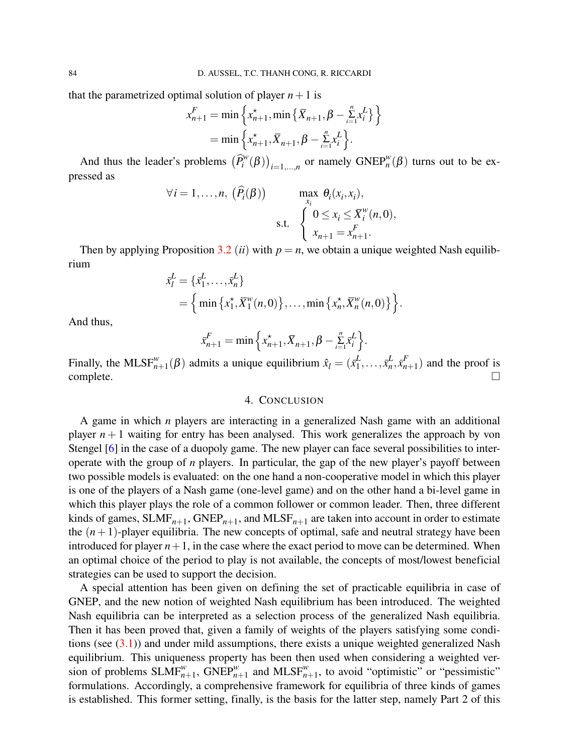that the parametrized optimal solution of player $n+1$ is

$$
\begin{aligned}
x_{n+1}^F &= \min\Big\{x_{n+1}^\star, \min\big\{\overline{X}_{n+1}, \beta - \sum_{i=1}^{n} x_i^L\big\}\Big\} \\
&= \min\Big\{x_{n+1}^\star, \overline{X}_{n+1}, \beta - \sum_{i=1}^{n} x_i^L\Big\}.
\end{aligned}
$$

And thus the leader's problems $\big(\widehat{P}_i^w(\beta)\big)_{i=1,\ldots,n}$ or namely $\mathrm{GNEP}_n^w(\beta)$ turns out to be expressed as

$$
\forall i = 1,\ldots,n,\ \big(\widehat{P}_i(\beta)\big) \qquad \max_{x_i}\ \theta_i(x_i, x_i), \quad \text{s.t.} \ \begin{cases} 0 \le x_i \le \overline{X}_i^w(n,0), \\ x_{n+1} = x_{n+1}^F. \end{cases}
$$

Then by applying Proposition 3.2 (*ii*) with $p = n$, we obtain a unique weighted Nash equilibrium

$$
\begin{aligned}
\bar{x}_l^L &= \{\bar{x}_1^L, \ldots, \bar{x}_n^L\} \\
&= \Big\{ \min\big\{x_1^\star, \overline{X}_1^w(n,0)\big\}, \ldots, \min\big\{x_n^\star, \overline{X}_n^w(n,0)\big\}\Big\}.
\end{aligned}
$$

And thus,

$$
\bar{x}_{n+1}^F = \min\Big\{x_{n+1}^\star, \overline{X}_{n+1}, \beta - \sum_{i=1}^{n} \bar{x}_i^L\Big\}.
$$

Finally, the $\mathrm{MLSF}_{n+1}^w(\beta)$ admits a unique equilibrium $\hat{x}_l = (\bar{x}_1^L, \ldots, \bar{x}_n^L, \bar{x}_{n+1}^F)$ and the proof is complete. □

## 4. Conclusion

A game in which $n$ players are interacting in a generalized Nash game with an additional player $n+1$ waiting for entry has been analysed. This work generalizes the approach by von Stengel [6] in the case of a duopoly game. The new player can face several possibilities to interoperate with the group of $n$ players. In particular, the gap of the new player's payoff between two possible models is evaluated: on the one hand a non-cooperative model in which this player is one of the players of a Nash game (one-level game) and on the other hand a bi-level game in which this player plays the role of a common follower or common leader. Then, three different kinds of games, $\mathrm{SLMF}_{n+1}$, $\mathrm{GNEP}_{n+1}$, and $\mathrm{MLSF}_{n+1}$ are taken into account in order to estimate the $(n+1)$-player equilibria. The new concepts of optimal, safe and neutral strategy have been introduced for player $n+1$, in the case where the exact period to move can be determined. When an optimal choice of the period to play is not available, the concepts of most/lowest beneficial strategies can be used to support the decision.

A special attention has been given on defining the set of practicable equilibria in case of GNEP, and the new notion of weighted Nash equilibrium has been introduced. The weighted Nash equilibria can be interpreted as a selection process of the generalized Nash equilibria. Then it has been proved that, given a family of weights of the players satisfying some conditions (see (3.1)) and under mild assumptions, there exists a unique weighted generalized Nash equilibrium. This uniqueness property has been then used when considering a weighted version of problems $\mathrm{SLMF}_{n+1}^w$, $\mathrm{GNEP}_{n+1}^w$ and $\mathrm{MLSF}_{n+1}^w$, to avoid "optimistic" or "pessimistic" formulations. Accordingly, a comprehensive framework for equilibria of three kinds of games is established. This former setting, finally, is the basis for the latter step, namely Part 2 of this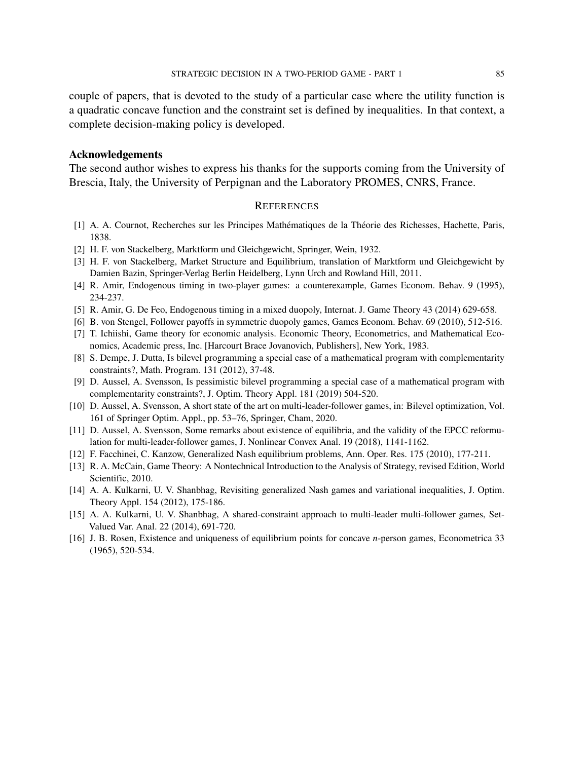couple of papers, that is devoted to the study of a particular case where the utility function is a quadratic concave function and the constraint set is defined by inequalities. In that context, a complete decision-making policy is developed.

**Acknowledgements**

The second author wishes to express his thanks for the supports coming from the University of Brescia, Italy, the University of Perpignan and the Laboratory PROMES, CNRS, France.

## REFERENCES

[1] A. A. Cournot, Recherches sur les Principes Mathématiques de la Théorie des Richesses, Hachette, Paris, 1838.

[2] H. F. von Stackelberg, Marktform und Gleichgewicht, Springer, Wein, 1932.

[3] H. F. von Stackelberg, Market Structure and Equilibrium, translation of Marktform und Gleichgewicht by Damien Bazin, Springer-Verlag Berlin Heidelberg, Lynn Urch and Rowland Hill, 2011.

[4] R. Amir, Endogenous timing in two-player games: a counterexample, Games Econom. Behav. 9 (1995), 234-237.

[5] R. Amir, G. De Feo, Endogenous timing in a mixed duopoly, Internat. J. Game Theory 43 (2014) 629-658.

[6] B. von Stengel, Follower payoffs in symmetric duopoly games, Games Econom. Behav. 69 (2010), 512-516.

[7] T. Ichiishi, Game theory for economic analysis. Economic Theory, Econometrics, and Mathematical Economics, Academic press, Inc. [Harcourt Brace Jovanovich, Publishers], New York, 1983.

[8] S. Dempe, J. Dutta, Is bilevel programming a special case of a mathematical program with complementarity constraints?, Math. Program. 131 (2012), 37-48.

[9] D. Aussel, A. Svensson, Is pessimistic bilevel programming a special case of a mathematical program with complementarity constraints?, J. Optim. Theory Appl. 181 (2019) 504-520.

[10] D. Aussel, A. Svensson, A short state of the art on multi-leader-follower games, in: Bilevel optimization, Vol. 161 of Springer Optim. Appl., pp. 53–76, Springer, Cham, 2020.

[11] D. Aussel, A. Svensson, Some remarks about existence of equilibria, and the validity of the EPCC reformulation for multi-leader-follower games, J. Nonlinear Convex Anal. 19 (2018), 1141-1162.

[12] F. Facchinei, C. Kanzow, Generalized Nash equilibrium problems, Ann. Oper. Res. 175 (2010), 177-211.

[13] R. A. McCain, Game Theory: A Nontechnical Introduction to the Analysis of Strategy, revised Edition, World Scientific, 2010.

[14] A. A. Kulkarni, U. V. Shanbhag, Revisiting generalized Nash games and variational inequalities, J. Optim. Theory Appl. 154 (2012), 175-186.

[15] A. A. Kulkarni, U. V. Shanbhag, A shared-constraint approach to multi-leader multi-follower games, Set-Valued Var. Anal. 22 (2014), 691-720.

[16] J. B. Rosen, Existence and uniqueness of equilibrium points for concave $n$-person games, Econometrica 33 (1965), 520-534.